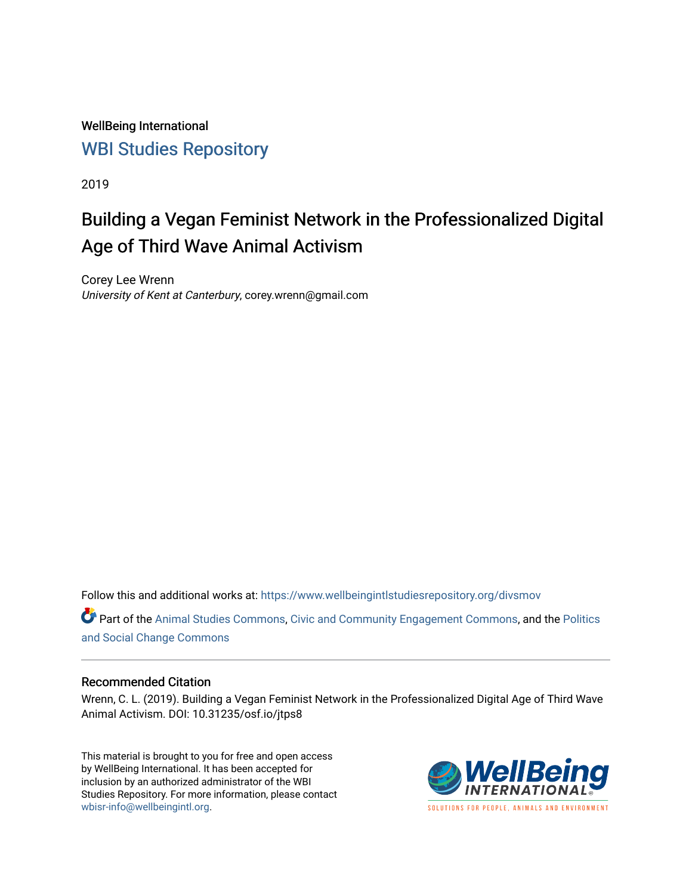WellBeing International

WBI Studies Repository

2019

# Building a Vegan Feminist Network in the Professionalized Digital Age of Third Wave Animal Activism

Corey Lee Wrenn

*University of Kent at Canterbury*, corey.wrenn@gmail.com

Follow this and additional works at: https://www.wellbeingintlstudiesrepository.org/divsmov

Part of the Animal Studies Commons, Civic and Community Engagement Commons, and the Politics and Social Change Commons

## Recommended Citation

Wrenn, C. L. (2019). Building a Vegan Feminist Network in the Professionalized Digital Age of Third Wave Animal Activism. DOI: 10.31235/osf.io/jtps8

This material is brought to you for free and open access by WellBeing International. It has been accepted for inclusion by an authorized administrator of the WBI Studies Repository. For more information, please contact wbisr-info@wellbeingintl.org.

WellBeing INTERNATIONAL

SOLUTIONS FOR PEOPLE, ANIMALS AND ENVIRONMENT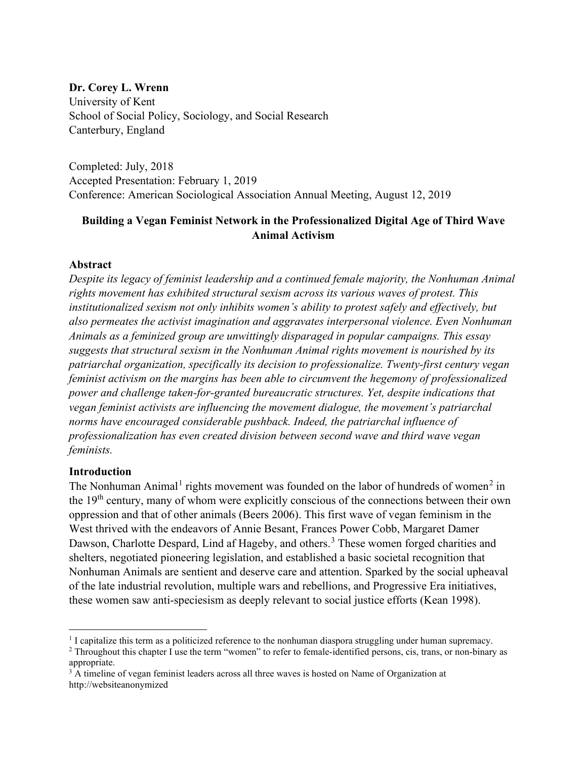**Dr. Corey L. Wrenn**
University of Kent
School of Social Policy, Sociology, and Social Research
Canterbury, England

Completed: July, 2018
Accepted Presentation: February 1, 2019
Conference: American Sociological Association Annual Meeting, August 12, 2019

**Building a Vegan Feminist Network in the Professionalized Digital Age of Third Wave Animal Activism**

### Abstract

*Despite its legacy of feminist leadership and a continued female majority, the Nonhuman Animal rights movement has exhibited structural sexism across its various waves of protest. This institutionalized sexism not only inhibits women's ability to protest safely and effectively, but also permeates the activist imagination and aggravates interpersonal violence. Even Nonhuman Animals as a feminized group are unwittingly disparaged in popular campaigns. This essay suggests that structural sexism in the Nonhuman Animal rights movement is nourished by its patriarchal organization, specifically its decision to professionalize. Twenty-first century vegan feminist activism on the margins has been able to circumvent the hegemony of professionalized power and challenge taken-for-granted bureaucratic structures. Yet, despite indications that vegan feminist activists are influencing the movement dialogue, the movement's patriarchal norms have encouraged considerable pushback. Indeed, the patriarchal influence of professionalization has even created division between second wave and third wave vegan feminists.*

### Introduction

The Nonhuman Animal[1] rights movement was founded on the labor of hundreds of women[2] in the 19th century, many of whom were explicitly conscious of the connections between their own oppression and that of other animals (Beers 2006). This first wave of vegan feminism in the West thrived with the endeavors of Annie Besant, Frances Power Cobb, Margaret Damer Dawson, Charlotte Despard, Lind af Hageby, and others.[3] These women forged charities and shelters, negotiated pioneering legislation, and established a basic societal recognition that Nonhuman Animals are sentient and deserve care and attention. Sparked by the social upheaval of the late industrial revolution, multiple wars and rebellions, and Progressive Era initiatives, these women saw anti-speciesism as deeply relevant to social justice efforts (Kean 1998).

---

[1] I capitalize this term as a politicized reference to the nonhuman diaspora struggling under human supremacy.

[2] Throughout this chapter I use the term "women" to refer to female-identified persons, cis, trans, or non-binary as appropriate.

[3] A timeline of vegan feminist leaders across all three waves is hosted on Name of Organization at http://websiteanonymized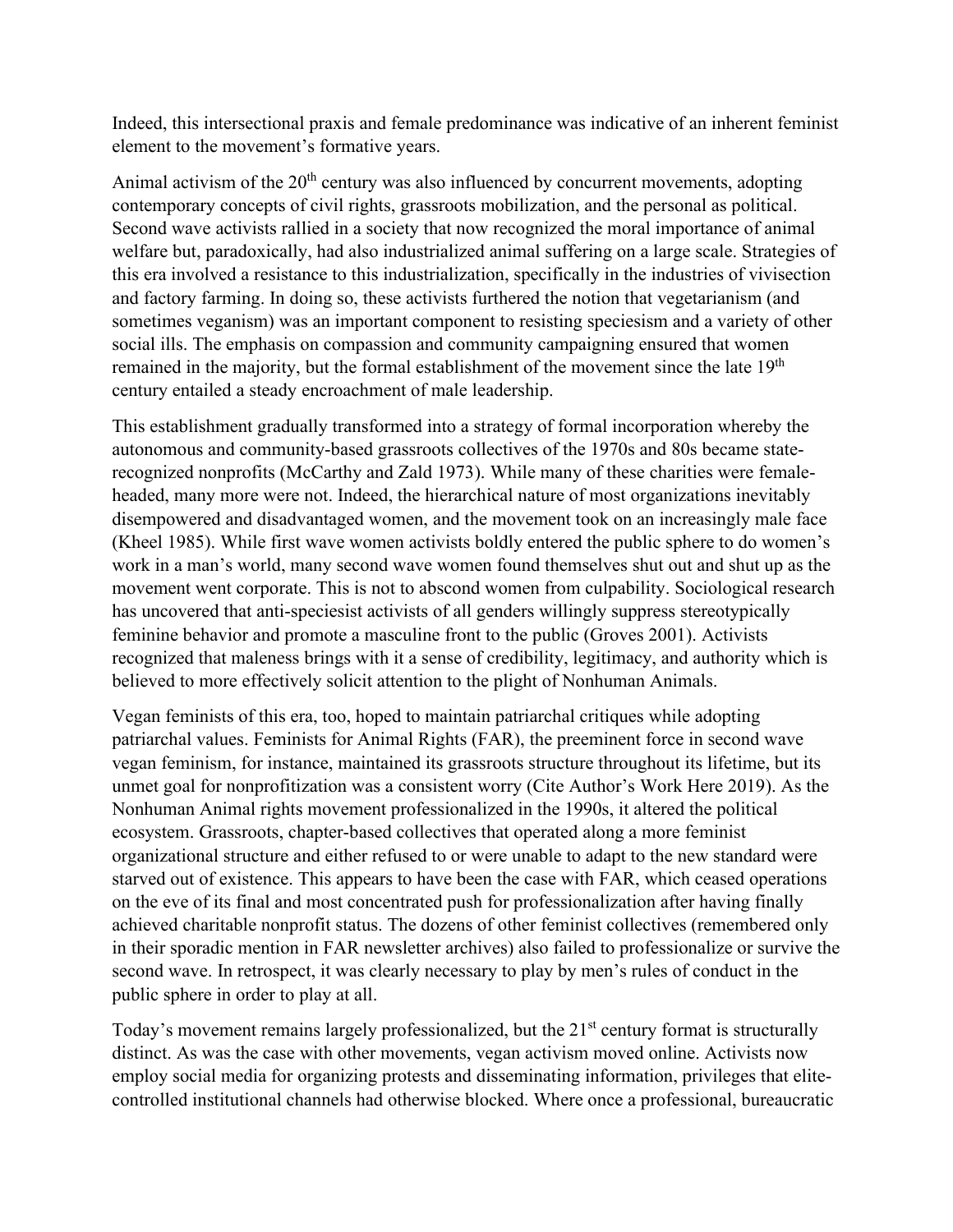Indeed, this intersectional praxis and female predominance was indicative of an inherent feminist element to the movement's formative years.

Animal activism of the 20th century was also influenced by concurrent movements, adopting contemporary concepts of civil rights, grassroots mobilization, and the personal as political. Second wave activists rallied in a society that now recognized the moral importance of animal welfare but, paradoxically, had also industrialized animal suffering on a large scale. Strategies of this era involved a resistance to this industrialization, specifically in the industries of vivisection and factory farming. In doing so, these activists furthered the notion that vegetarianism (and sometimes veganism) was an important component to resisting speciesism and a variety of other social ills. The emphasis on compassion and community campaigning ensured that women remained in the majority, but the formal establishment of the movement since the late 19th century entailed a steady encroachment of male leadership.

This establishment gradually transformed into a strategy of formal incorporation whereby the autonomous and community-based grassroots collectives of the 1970s and 80s became state-recognized nonprofits (McCarthy and Zald 1973). While many of these charities were female-headed, many more were not. Indeed, the hierarchical nature of most organizations inevitably disempowered and disadvantaged women, and the movement took on an increasingly male face (Kheel 1985). While first wave women activists boldly entered the public sphere to do women's work in a man's world, many second wave women found themselves shut out and shut up as the movement went corporate. This is not to abscond women from culpability. Sociological research has uncovered that anti-speciesist activists of all genders willingly suppress stereotypically feminine behavior and promote a masculine front to the public (Groves 2001). Activists recognized that maleness brings with it a sense of credibility, legitimacy, and authority which is believed to more effectively solicit attention to the plight of Nonhuman Animals.

Vegan feminists of this era, too, hoped to maintain patriarchal critiques while adopting patriarchal values. Feminists for Animal Rights (FAR), the preeminent force in second wave vegan feminism, for instance, maintained its grassroots structure throughout its lifetime, but its unmet goal for nonprofitization was a consistent worry (Cite Author's Work Here 2019). As the Nonhuman Animal rights movement professionalized in the 1990s, it altered the political ecosystem. Grassroots, chapter-based collectives that operated along a more feminist organizational structure and either refused to or were unable to adapt to the new standard were starved out of existence. This appears to have been the case with FAR, which ceased operations on the eve of its final and most concentrated push for professionalization after having finally achieved charitable nonprofit status. The dozens of other feminist collectives (remembered only in their sporadic mention in FAR newsletter archives) also failed to professionalize or survive the second wave. In retrospect, it was clearly necessary to play by men's rules of conduct in the public sphere in order to play at all.

Today's movement remains largely professionalized, but the 21st century format is structurally distinct. As was the case with other movements, vegan activism moved online. Activists now employ social media for organizing protests and disseminating information, privileges that elite-controlled institutional channels had otherwise blocked. Where once a professional, bureaucratic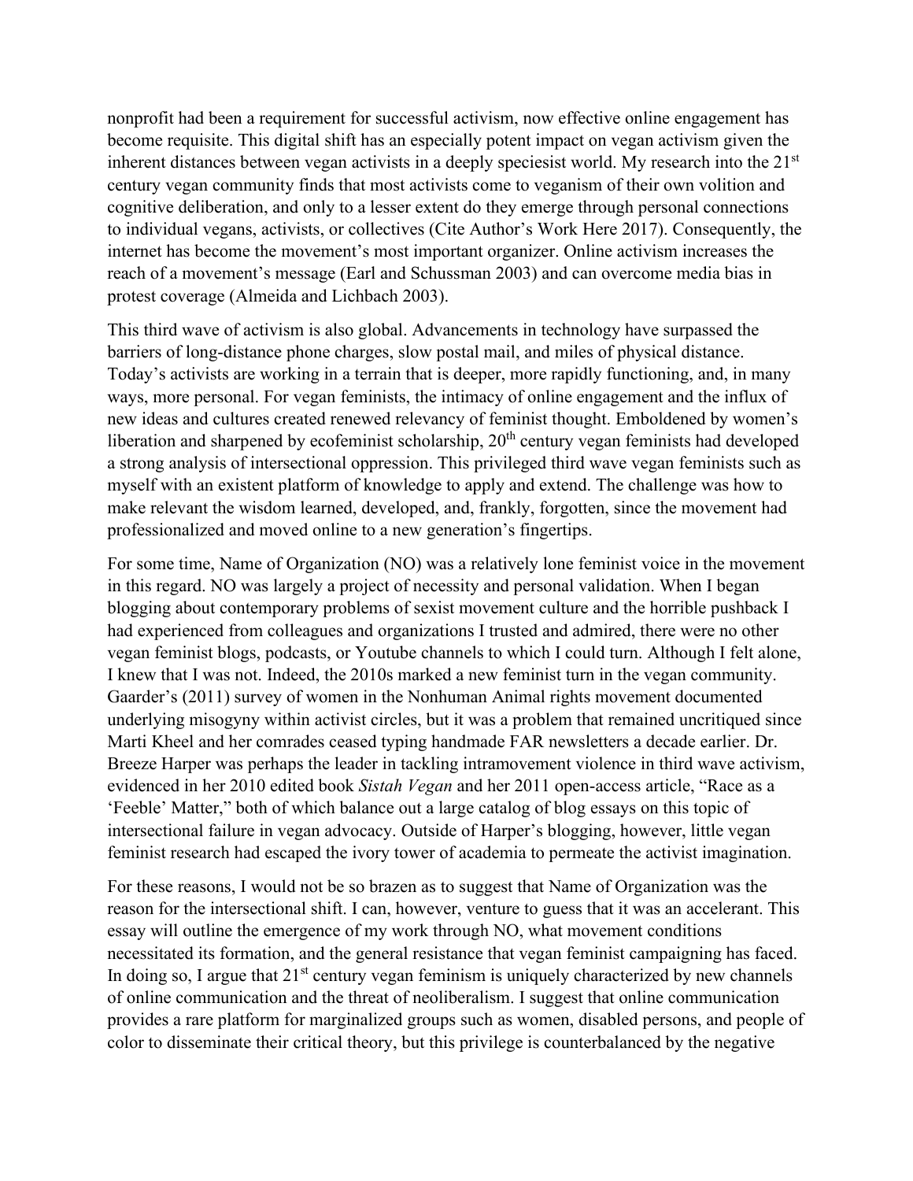nonprofit had been a requirement for successful activism, now effective online engagement has become requisite. This digital shift has an especially potent impact on vegan activism given the inherent distances between vegan activists in a deeply speciesist world. My research into the 21st century vegan community finds that most activists come to veganism of their own volition and cognitive deliberation, and only to a lesser extent do they emerge through personal connections to individual vegans, activists, or collectives (Cite Author's Work Here 2017). Consequently, the internet has become the movement's most important organizer. Online activism increases the reach of a movement's message (Earl and Schussman 2003) and can overcome media bias in protest coverage (Almeida and Lichbach 2003).

This third wave of activism is also global. Advancements in technology have surpassed the barriers of long-distance phone charges, slow postal mail, and miles of physical distance. Today's activists are working in a terrain that is deeper, more rapidly functioning, and, in many ways, more personal. For vegan feminists, the intimacy of online engagement and the influx of new ideas and cultures created renewed relevancy of feminist thought. Emboldened by women's liberation and sharpened by ecofeminist scholarship, 20th century vegan feminists had developed a strong analysis of intersectional oppression. This privileged third wave vegan feminists such as myself with an existent platform of knowledge to apply and extend. The challenge was how to make relevant the wisdom learned, developed, and, frankly, forgotten, since the movement had professionalized and moved online to a new generation's fingertips.

For some time, Name of Organization (NO) was a relatively lone feminist voice in the movement in this regard. NO was largely a project of necessity and personal validation. When I began blogging about contemporary problems of sexist movement culture and the horrible pushback I had experienced from colleagues and organizations I trusted and admired, there were no other vegan feminist blogs, podcasts, or Youtube channels to which I could turn. Although I felt alone, I knew that I was not. Indeed, the 2010s marked a new feminist turn in the vegan community. Gaarder's (2011) survey of women in the Nonhuman Animal rights movement documented underlying misogyny within activist circles, but it was a problem that remained uncritiqued since Marti Kheel and her comrades ceased typing handmade FAR newsletters a decade earlier. Dr. Breeze Harper was perhaps the leader in tackling intramovement violence in third wave activism, evidenced in her 2010 edited book *Sistah Vegan* and her 2011 open-access article, "Race as a 'Feeble' Matter," both of which balance out a large catalog of blog essays on this topic of intersectional failure in vegan advocacy. Outside of Harper's blogging, however, little vegan feminist research had escaped the ivory tower of academia to permeate the activist imagination.

For these reasons, I would not be so brazen as to suggest that Name of Organization was the reason for the intersectional shift. I can, however, venture to guess that it was an accelerant. This essay will outline the emergence of my work through NO, what movement conditions necessitated its formation, and the general resistance that vegan feminist campaigning has faced. In doing so, I argue that 21st century vegan feminism is uniquely characterized by new channels of online communication and the threat of neoliberalism. I suggest that online communication provides a rare platform for marginalized groups such as women, disabled persons, and people of color to disseminate their critical theory, but this privilege is counterbalanced by the negative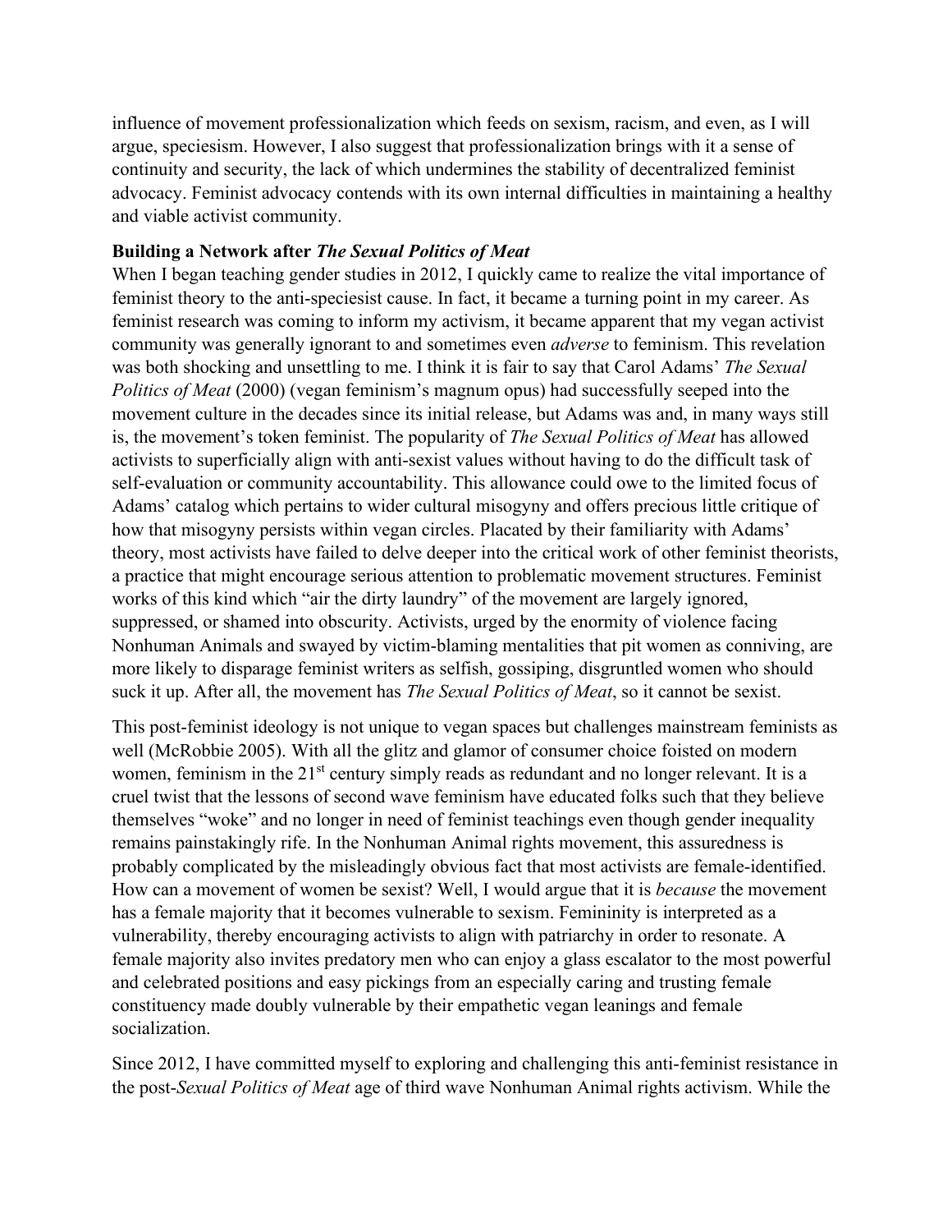influence of movement professionalization which feeds on sexism, racism, and even, as I will argue, speciesism. However, I also suggest that professionalization brings with it a sense of continuity and security, the lack of which undermines the stability of decentralized feminist advocacy. Feminist advocacy contends with its own internal difficulties in maintaining a healthy and viable activist community.

**Building a Network after *The Sexual Politics of Meat***

When I began teaching gender studies in 2012, I quickly came to realize the vital importance of feminist theory to the anti-speciesist cause. In fact, it became a turning point in my career. As feminist research was coming to inform my activism, it became apparent that my vegan activist community was generally ignorant to and sometimes even *adverse* to feminism. This revelation was both shocking and unsettling to me. I think it is fair to say that Carol Adams' *The Sexual Politics of Meat* (2000) (vegan feminism's magnum opus) had successfully seeped into the movement culture in the decades since its initial release, but Adams was and, in many ways still is, the movement's token feminist. The popularity of *The Sexual Politics of Meat* has allowed activists to superficially align with anti-sexist values without having to do the difficult task of self-evaluation or community accountability. This allowance could owe to the limited focus of Adams' catalog which pertains to wider cultural misogyny and offers precious little critique of how that misogyny persists within vegan circles. Placated by their familiarity with Adams' theory, most activists have failed to delve deeper into the critical work of other feminist theorists, a practice that might encourage serious attention to problematic movement structures. Feminist works of this kind which "air the dirty laundry" of the movement are largely ignored, suppressed, or shamed into obscurity. Activists, urged by the enormity of violence facing Nonhuman Animals and swayed by victim-blaming mentalities that pit women as conniving, are more likely to disparage feminist writers as selfish, gossiping, disgruntled women who should suck it up. After all, the movement has *The Sexual Politics of Meat*, so it cannot be sexist.

This post-feminist ideology is not unique to vegan spaces but challenges mainstream feminists as well (McRobbie 2005). With all the glitz and glamor of consumer choice foisted on modern women, feminism in the 21st century simply reads as redundant and no longer relevant. It is a cruel twist that the lessons of second wave feminism have educated folks such that they believe themselves "woke" and no longer in need of feminist teachings even though gender inequality remains painstakingly rife. In the Nonhuman Animal rights movement, this assuredness is probably complicated by the misleadingly obvious fact that most activists are female-identified. How can a movement of women be sexist? Well, I would argue that it is *because* the movement has a female majority that it becomes vulnerable to sexism. Femininity is interpreted as a vulnerability, thereby encouraging activists to align with patriarchy in order to resonate. A female majority also invites predatory men who can enjoy a glass escalator to the most powerful and celebrated positions and easy pickings from an especially caring and trusting female constituency made doubly vulnerable by their empathetic vegan leanings and female socialization.

Since 2012, I have committed myself to exploring and challenging this anti-feminist resistance in the post-*Sexual Politics of Meat* age of third wave Nonhuman Animal rights activism. While the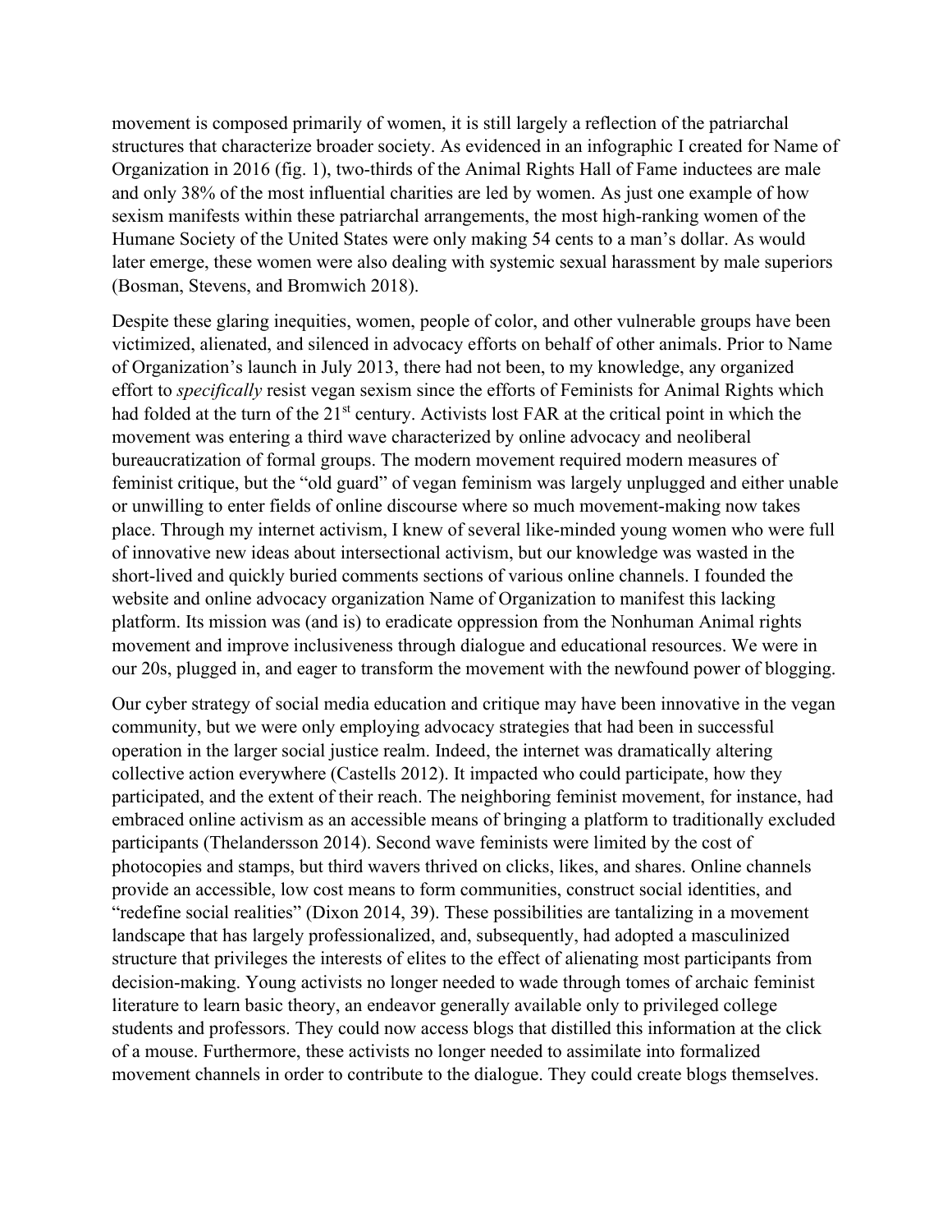movement is composed primarily of women, it is still largely a reflection of the patriarchal structures that characterize broader society. As evidenced in an infographic I created for Name of Organization in 2016 (fig. 1), two-thirds of the Animal Rights Hall of Fame inductees are male and only 38% of the most influential charities are led by women. As just one example of how sexism manifests within these patriarchal arrangements, the most high-ranking women of the Humane Society of the United States were only making 54 cents to a man's dollar. As would later emerge, these women were also dealing with systemic sexual harassment by male superiors (Bosman, Stevens, and Bromwich 2018).

Despite these glaring inequities, women, people of color, and other vulnerable groups have been victimized, alienated, and silenced in advocacy efforts on behalf of other animals. Prior to Name of Organization's launch in July 2013, there had not been, to my knowledge, any organized effort to *specifically* resist vegan sexism since the efforts of Feminists for Animal Rights which had folded at the turn of the 21st century. Activists lost FAR at the critical point in which the movement was entering a third wave characterized by online advocacy and neoliberal bureaucratization of formal groups. The modern movement required modern measures of feminist critique, but the "old guard" of vegan feminism was largely unplugged and either unable or unwilling to enter fields of online discourse where so much movement-making now takes place. Through my internet activism, I knew of several like-minded young women who were full of innovative new ideas about intersectional activism, but our knowledge was wasted in the short-lived and quickly buried comments sections of various online channels. I founded the website and online advocacy organization Name of Organization to manifest this lacking platform. Its mission was (and is) to eradicate oppression from the Nonhuman Animal rights movement and improve inclusiveness through dialogue and educational resources. We were in our 20s, plugged in, and eager to transform the movement with the newfound power of blogging.

Our cyber strategy of social media education and critique may have been innovative in the vegan community, but we were only employing advocacy strategies that had been in successful operation in the larger social justice realm. Indeed, the internet was dramatically altering collective action everywhere (Castells 2012). It impacted who could participate, how they participated, and the extent of their reach. The neighboring feminist movement, for instance, had embraced online activism as an accessible means of bringing a platform to traditionally excluded participants (Thelandersson 2014). Second wave feminists were limited by the cost of photocopies and stamps, but third wavers thrived on clicks, likes, and shares. Online channels provide an accessible, low cost means to form communities, construct social identities, and "redefine social realities" (Dixon 2014, 39). These possibilities are tantalizing in a movement landscape that has largely professionalized, and, subsequently, had adopted a masculinized structure that privileges the interests of elites to the effect of alienating most participants from decision-making. Young activists no longer needed to wade through tomes of archaic feminist literature to learn basic theory, an endeavor generally available only to privileged college students and professors. They could now access blogs that distilled this information at the click of a mouse. Furthermore, these activists no longer needed to assimilate into formalized movement channels in order to contribute to the dialogue. They could create blogs themselves.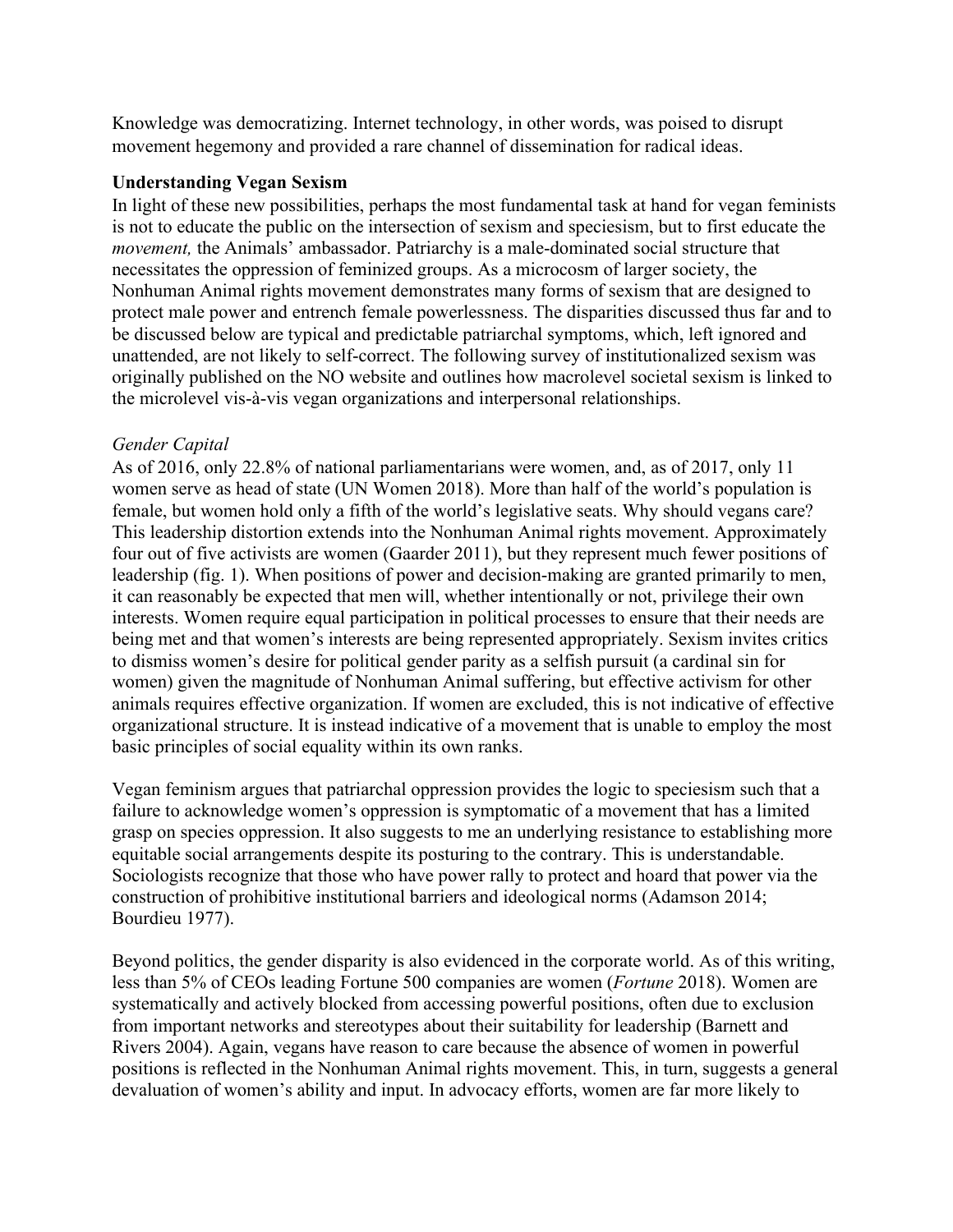Knowledge was democratizing. Internet technology, in other words, was poised to disrupt movement hegemony and provided a rare channel of dissemination for radical ideas.

### Understanding Vegan Sexism

In light of these new possibilities, perhaps the most fundamental task at hand for vegan feminists is not to educate the public on the intersection of sexism and speciesism, but to first educate the *movement,* the Animals' ambassador. Patriarchy is a male-dominated social structure that necessitates the oppression of feminized groups. As a microcosm of larger society, the Nonhuman Animal rights movement demonstrates many forms of sexism that are designed to protect male power and entrench female powerlessness. The disparities discussed thus far and to be discussed below are typical and predictable patriarchal symptoms, which, left ignored and unattended, are not likely to self-correct. The following survey of institutionalized sexism was originally published on the NO website and outlines how macrolevel societal sexism is linked to the microlevel vis-à-vis vegan organizations and interpersonal relationships.

#### *Gender Capital*

As of 2016, only 22.8% of national parliamentarians were women, and, as of 2017, only 11 women serve as head of state (UN Women 2018). More than half of the world's population is female, but women hold only a fifth of the world's legislative seats. Why should vegans care? This leadership distortion extends into the Nonhuman Animal rights movement. Approximately four out of five activists are women (Gaarder 2011), but they represent much fewer positions of leadership (fig. 1). When positions of power and decision-making are granted primarily to men, it can reasonably be expected that men will, whether intentionally or not, privilege their own interests. Women require equal participation in political processes to ensure that their needs are being met and that women's interests are being represented appropriately. Sexism invites critics to dismiss women's desire for political gender parity as a selfish pursuit (a cardinal sin for women) given the magnitude of Nonhuman Animal suffering, but effective activism for other animals requires effective organization. If women are excluded, this is not indicative of effective organizational structure. It is instead indicative of a movement that is unable to employ the most basic principles of social equality within its own ranks.

Vegan feminism argues that patriarchal oppression provides the logic to speciesism such that a failure to acknowledge women's oppression is symptomatic of a movement that has a limited grasp on species oppression. It also suggests to me an underlying resistance to establishing more equitable social arrangements despite its posturing to the contrary. This is understandable. Sociologists recognize that those who have power rally to protect and hoard that power via the construction of prohibitive institutional barriers and ideological norms (Adamson 2014; Bourdieu 1977).

Beyond politics, the gender disparity is also evidenced in the corporate world. As of this writing, less than 5% of CEOs leading Fortune 500 companies are women (*Fortune* 2018). Women are systematically and actively blocked from accessing powerful positions, often due to exclusion from important networks and stereotypes about their suitability for leadership (Barnett and Rivers 2004). Again, vegans have reason to care because the absence of women in powerful positions is reflected in the Nonhuman Animal rights movement. This, in turn, suggests a general devaluation of women's ability and input. In advocacy efforts, women are far more likely to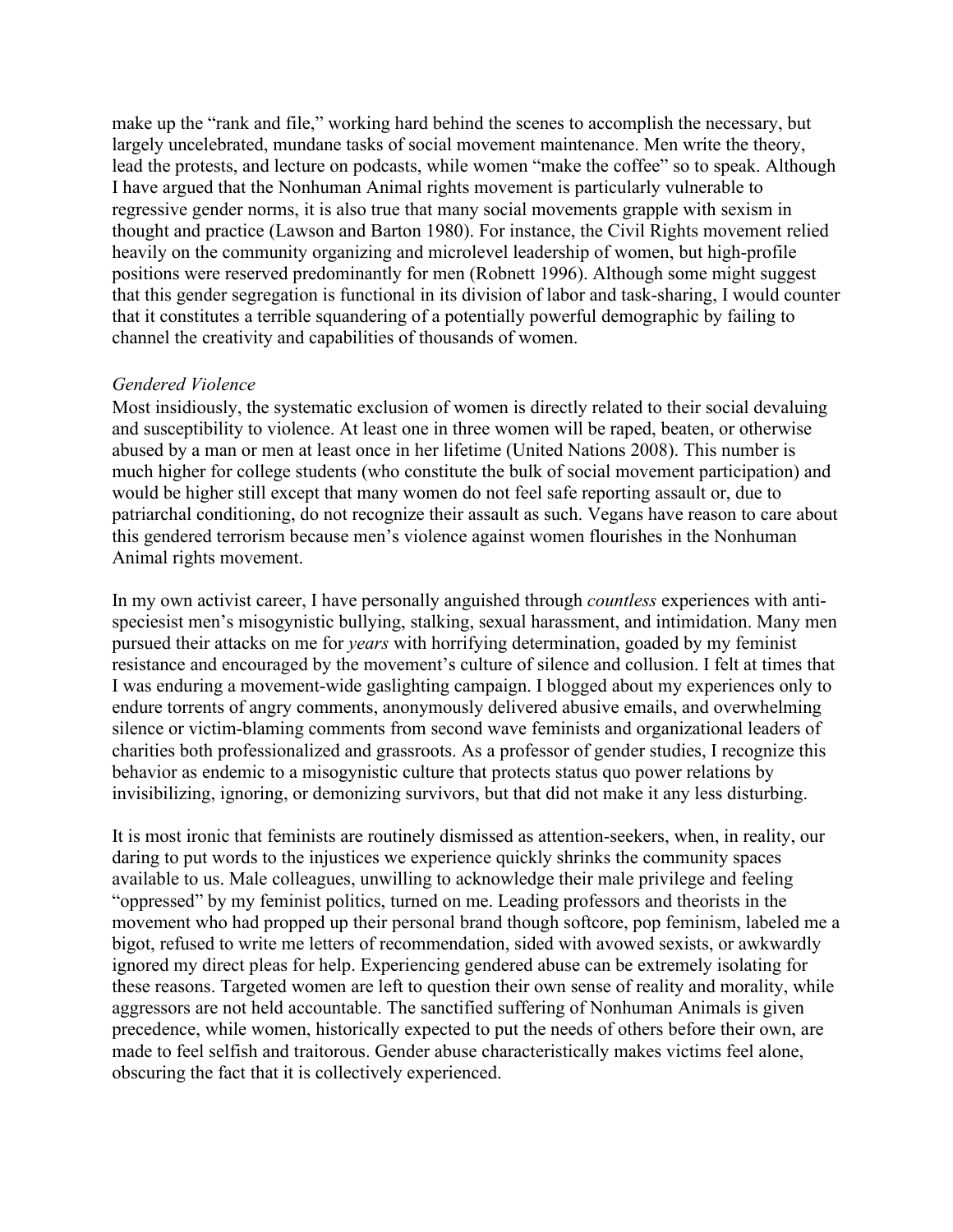make up the "rank and file," working hard behind the scenes to accomplish the necessary, but largely uncelebrated, mundane tasks of social movement maintenance. Men write the theory, lead the protests, and lecture on podcasts, while women "make the coffee" so to speak. Although I have argued that the Nonhuman Animal rights movement is particularly vulnerable to regressive gender norms, it is also true that many social movements grapple with sexism in thought and practice (Lawson and Barton 1980). For instance, the Civil Rights movement relied heavily on the community organizing and microlevel leadership of women, but high-profile positions were reserved predominantly for men (Robnett 1996). Although some might suggest that this gender segregation is functional in its division of labor and task-sharing, I would counter that it constitutes a terrible squandering of a potentially powerful demographic by failing to channel the creativity and capabilities of thousands of women.

*Gendered Violence*

Most insidiously, the systematic exclusion of women is directly related to their social devaluing and susceptibility to violence. At least one in three women will be raped, beaten, or otherwise abused by a man or men at least once in her lifetime (United Nations 2008). This number is much higher for college students (who constitute the bulk of social movement participation) and would be higher still except that many women do not feel safe reporting assault or, due to patriarchal conditioning, do not recognize their assault as such. Vegans have reason to care about this gendered terrorism because men's violence against women flourishes in the Nonhuman Animal rights movement.

In my own activist career, I have personally anguished through *countless* experiences with anti-speciesist men's misogynistic bullying, stalking, sexual harassment, and intimidation. Many men pursued their attacks on me for *years* with horrifying determination, goaded by my feminist resistance and encouraged by the movement's culture of silence and collusion. I felt at times that I was enduring a movement-wide gaslighting campaign. I blogged about my experiences only to endure torrents of angry comments, anonymously delivered abusive emails, and overwhelming silence or victim-blaming comments from second wave feminists and organizational leaders of charities both professionalized and grassroots. As a professor of gender studies, I recognize this behavior as endemic to a misogynistic culture that protects status quo power relations by invisibilizing, ignoring, or demonizing survivors, but that did not make it any less disturbing.

It is most ironic that feminists are routinely dismissed as attention-seekers, when, in reality, our daring to put words to the injustices we experience quickly shrinks the community spaces available to us. Male colleagues, unwilling to acknowledge their male privilege and feeling "oppressed" by my feminist politics, turned on me. Leading professors and theorists in the movement who had propped up their personal brand though softcore, pop feminism, labeled me a bigot, refused to write me letters of recommendation, sided with avowed sexists, or awkwardly ignored my direct pleas for help. Experiencing gendered abuse can be extremely isolating for these reasons. Targeted women are left to question their own sense of reality and morality, while aggressors are not held accountable. The sanctified suffering of Nonhuman Animals is given precedence, while women, historically expected to put the needs of others before their own, are made to feel selfish and traitorous. Gender abuse characteristically makes victims feel alone, obscuring the fact that it is collectively experienced.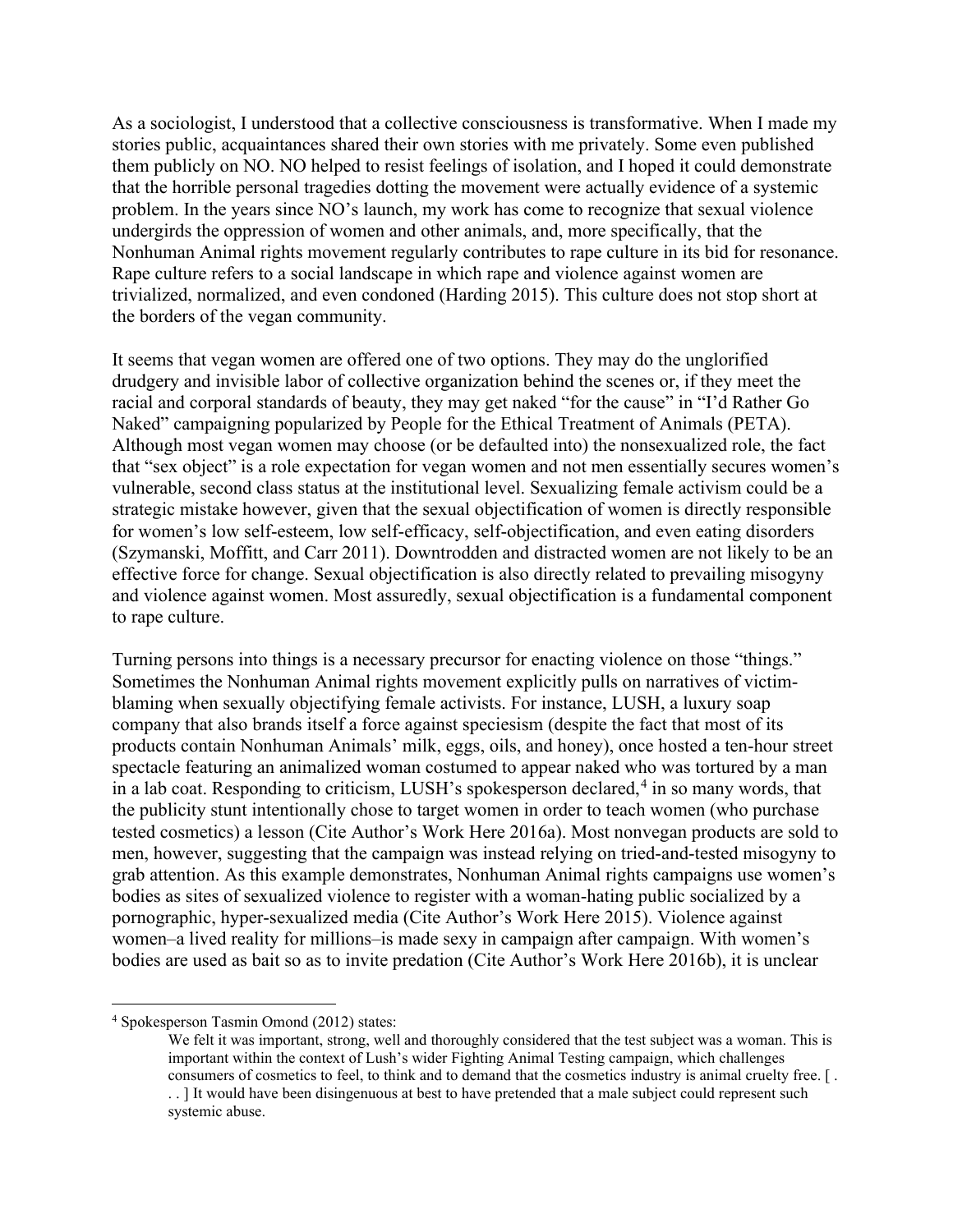As a sociologist, I understood that a collective consciousness is transformative. When I made my stories public, acquaintances shared their own stories with me privately. Some even published them publicly on NO. NO helped to resist feelings of isolation, and I hoped it could demonstrate that the horrible personal tragedies dotting the movement were actually evidence of a systemic problem. In the years since NO's launch, my work has come to recognize that sexual violence undergirds the oppression of women and other animals, and, more specifically, that the Nonhuman Animal rights movement regularly contributes to rape culture in its bid for resonance. Rape culture refers to a social landscape in which rape and violence against women are trivialized, normalized, and even condoned (Harding 2015). This culture does not stop short at the borders of the vegan community.

It seems that vegan women are offered one of two options. They may do the unglorified drudgery and invisible labor of collective organization behind the scenes or, if they meet the racial and corporal standards of beauty, they may get naked "for the cause" in "I'd Rather Go Naked" campaigning popularized by People for the Ethical Treatment of Animals (PETA). Although most vegan women may choose (or be defaulted into) the nonsexualized role, the fact that "sex object" is a role expectation for vegan women and not men essentially secures women's vulnerable, second class status at the institutional level. Sexualizing female activism could be a strategic mistake however, given that the sexual objectification of women is directly responsible for women's low self-esteem, low self-efficacy, self-objectification, and even eating disorders (Szymanski, Moffitt, and Carr 2011). Downtrodden and distracted women are not likely to be an effective force for change. Sexual objectification is also directly related to prevailing misogyny and violence against women. Most assuredly, sexual objectification is a fundamental component to rape culture.

Turning persons into things is a necessary precursor for enacting violence on those "things." Sometimes the Nonhuman Animal rights movement explicitly pulls on narratives of victim-blaming when sexually objectifying female activists. For instance, LUSH, a luxury soap company that also brands itself a force against speciesism (despite the fact that most of its products contain Nonhuman Animals' milk, eggs, oils, and honey), once hosted a ten-hour street spectacle featuring an animalized woman costumed to appear naked who was tortured by a man in a lab coat. Responding to criticism, LUSH's spokesperson declared,[4] in so many words, that the publicity stunt intentionally chose to target women in order to teach women (who purchase tested cosmetics) a lesson (Cite Author's Work Here 2016a). Most nonvegan products are sold to men, however, suggesting that the campaign was instead relying on tried-and-tested misogyny to grab attention. As this example demonstrates, Nonhuman Animal rights campaigns use women's bodies as sites of sexualized violence to register with a woman-hating public socialized by a pornographic, hyper-sexualized media (Cite Author's Work Here 2015). Violence against women–a lived reality for millions–is made sexy in campaign after campaign. With women's bodies are used as bait so as to invite predation (Cite Author's Work Here 2016b), it is unclear

[4] Spokesperson Tasmin Omond (2012) states:

> We felt it was important, strong, well and thoroughly considered that the test subject was a woman. This is important within the context of Lush's wider Fighting Animal Testing campaign, which challenges consumers of cosmetics to feel, to think and to demand that the cosmetics industry is animal cruelty free. [ . . . ] It would have been disingenuous at best to have pretended that a male subject could represent such systemic abuse.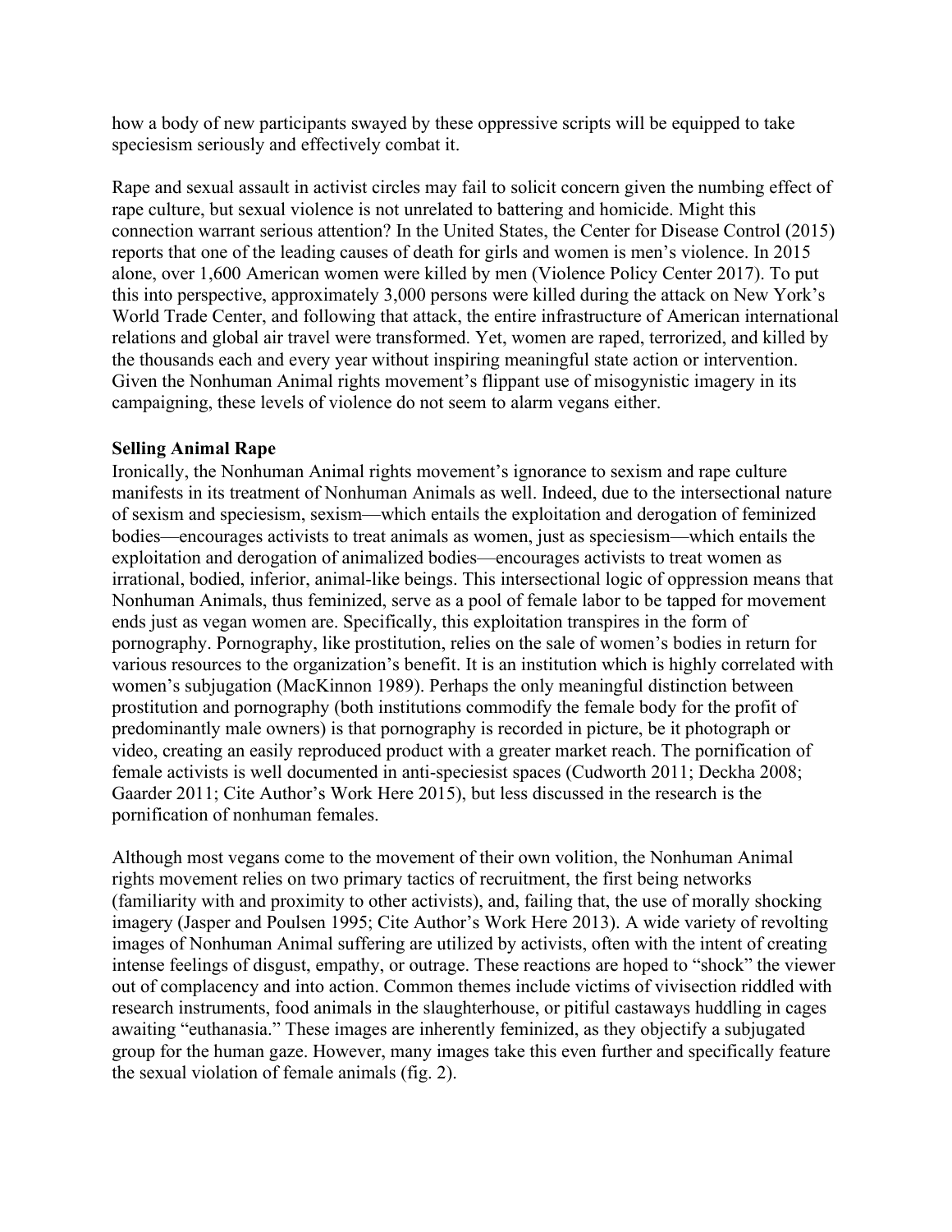how a body of new participants swayed by these oppressive scripts will be equipped to take speciesism seriously and effectively combat it.

Rape and sexual assault in activist circles may fail to solicit concern given the numbing effect of rape culture, but sexual violence is not unrelated to battering and homicide. Might this connection warrant serious attention? In the United States, the Center for Disease Control (2015) reports that one of the leading causes of death for girls and women is men's violence. In 2015 alone, over 1,600 American women were killed by men (Violence Policy Center 2017). To put this into perspective, approximately 3,000 persons were killed during the attack on New York's World Trade Center, and following that attack, the entire infrastructure of American international relations and global air travel were transformed. Yet, women are raped, terrorized, and killed by the thousands each and every year without inspiring meaningful state action or intervention. Given the Nonhuman Animal rights movement's flippant use of misogynistic imagery in its campaigning, these levels of violence do not seem to alarm vegans either.

**Selling Animal Rape**

Ironically, the Nonhuman Animal rights movement's ignorance to sexism and rape culture manifests in its treatment of Nonhuman Animals as well. Indeed, due to the intersectional nature of sexism and speciesism, sexism—which entails the exploitation and derogation of feminized bodies—encourages activists to treat animals as women, just as speciesism—which entails the exploitation and derogation of animalized bodies—encourages activists to treat women as irrational, bodied, inferior, animal-like beings. This intersectional logic of oppression means that Nonhuman Animals, thus feminized, serve as a pool of female labor to be tapped for movement ends just as vegan women are. Specifically, this exploitation transpires in the form of pornography. Pornography, like prostitution, relies on the sale of women's bodies in return for various resources to the organization's benefit. It is an institution which is highly correlated with women's subjugation (MacKinnon 1989). Perhaps the only meaningful distinction between prostitution and pornography (both institutions commodify the female body for the profit of predominantly male owners) is that pornography is recorded in picture, be it photograph or video, creating an easily reproduced product with a greater market reach. The pornification of female activists is well documented in anti-speciesist spaces (Cudworth 2011; Deckha 2008; Gaarder 2011; Cite Author's Work Here 2015), but less discussed in the research is the pornification of nonhuman females.

Although most vegans come to the movement of their own volition, the Nonhuman Animal rights movement relies on two primary tactics of recruitment, the first being networks (familiarity with and proximity to other activists), and, failing that, the use of morally shocking imagery (Jasper and Poulsen 1995; Cite Author's Work Here 2013). A wide variety of revolting images of Nonhuman Animal suffering are utilized by activists, often with the intent of creating intense feelings of disgust, empathy, or outrage. These reactions are hoped to "shock" the viewer out of complacency and into action. Common themes include victims of vivisection riddled with research instruments, food animals in the slaughterhouse, or pitiful castaways huddling in cages awaiting "euthanasia." These images are inherently feminized, as they objectify a subjugated group for the human gaze. However, many images take this even further and specifically feature the sexual violation of female animals (fig. 2).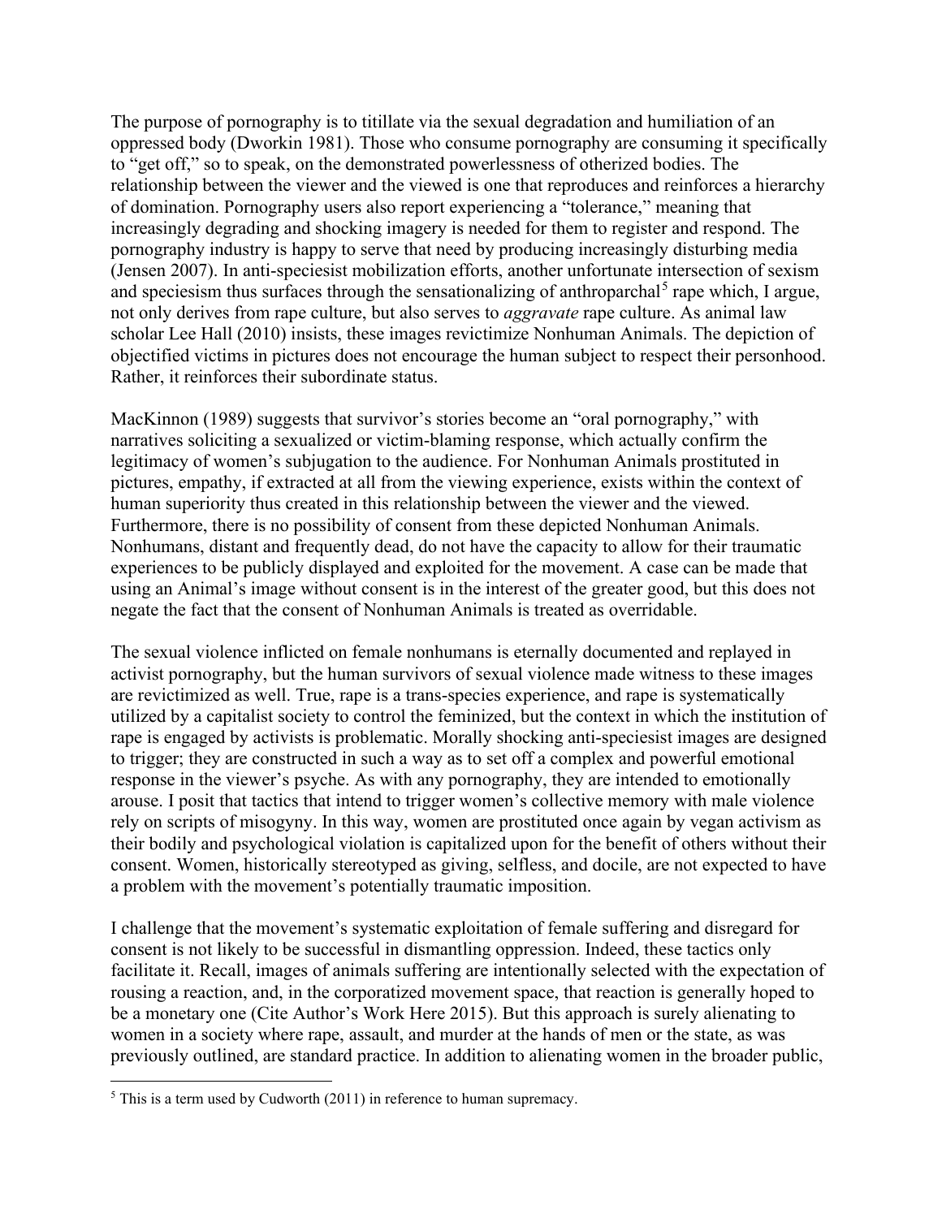The purpose of pornography is to titillate via the sexual degradation and humiliation of an oppressed body (Dworkin 1981). Those who consume pornography are consuming it specifically to "get off," so to speak, on the demonstrated powerlessness of otherized bodies. The relationship between the viewer and the viewed is one that reproduces and reinforces a hierarchy of domination. Pornography users also report experiencing a "tolerance," meaning that increasingly degrading and shocking imagery is needed for them to register and respond. The pornography industry is happy to serve that need by producing increasingly disturbing media (Jensen 2007). In anti-speciesist mobilization efforts, another unfortunate intersection of sexism and speciesism thus surfaces through the sensationalizing of anthroparchal[5] rape which, I argue, not only derives from rape culture, but also serves to *aggravate* rape culture. As animal law scholar Lee Hall (2010) insists, these images revictimize Nonhuman Animals. The depiction of objectified victims in pictures does not encourage the human subject to respect their personhood. Rather, it reinforces their subordinate status.

MacKinnon (1989) suggests that survivor's stories become an "oral pornography," with narratives soliciting a sexualized or victim-blaming response, which actually confirm the legitimacy of women's subjugation to the audience. For Nonhuman Animals prostituted in pictures, empathy, if extracted at all from the viewing experience, exists within the context of human superiority thus created in this relationship between the viewer and the viewed. Furthermore, there is no possibility of consent from these depicted Nonhuman Animals. Nonhumans, distant and frequently dead, do not have the capacity to allow for their traumatic experiences to be publicly displayed and exploited for the movement. A case can be made that using an Animal's image without consent is in the interest of the greater good, but this does not negate the fact that the consent of Nonhuman Animals is treated as overridable.

The sexual violence inflicted on female nonhumans is eternally documented and replayed in activist pornography, but the human survivors of sexual violence made witness to these images are revictimized as well. True, rape is a trans-species experience, and rape is systematically utilized by a capitalist society to control the feminized, but the context in which the institution of rape is engaged by activists is problematic. Morally shocking anti-speciesist images are designed to trigger; they are constructed in such a way as to set off a complex and powerful emotional response in the viewer's psyche. As with any pornography, they are intended to emotionally arouse. I posit that tactics that intend to trigger women's collective memory with male violence rely on scripts of misogyny. In this way, women are prostituted once again by vegan activism as their bodily and psychological violation is capitalized upon for the benefit of others without their consent. Women, historically stereotyped as giving, selfless, and docile, are not expected to have a problem with the movement's potentially traumatic imposition.

I challenge that the movement's systematic exploitation of female suffering and disregard for consent is not likely to be successful in dismantling oppression. Indeed, these tactics only facilitate it. Recall, images of animals suffering are intentionally selected with the expectation of rousing a reaction, and, in the corporatized movement space, that reaction is generally hoped to be a monetary one (Cite Author's Work Here 2015). But this approach is surely alienating to women in a society where rape, assault, and murder at the hands of men or the state, as was previously outlined, are standard practice. In addition to alienating women in the broader public,

[5] This is a term used by Cudworth (2011) in reference to human supremacy.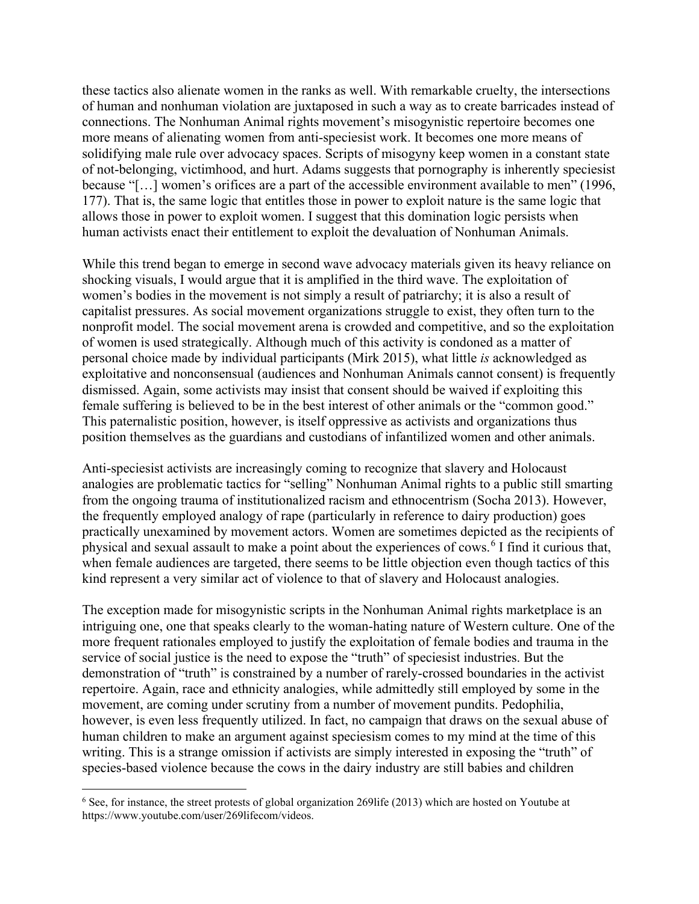these tactics also alienate women in the ranks as well. With remarkable cruelty, the intersections of human and nonhuman violation are juxtaposed in such a way as to create barricades instead of connections. The Nonhuman Animal rights movement's misogynistic repertoire becomes one more means of alienating women from anti-speciesist work. It becomes one more means of solidifying male rule over advocacy spaces. Scripts of misogyny keep women in a constant state of not-belonging, victimhood, and hurt. Adams suggests that pornography is inherently speciesist because "[…] women's orifices are a part of the accessible environment available to men" (1996, 177). That is, the same logic that entitles those in power to exploit nature is the same logic that allows those in power to exploit women. I suggest that this domination logic persists when human activists enact their entitlement to exploit the devaluation of Nonhuman Animals.

While this trend began to emerge in second wave advocacy materials given its heavy reliance on shocking visuals, I would argue that it is amplified in the third wave. The exploitation of women's bodies in the movement is not simply a result of patriarchy; it is also a result of capitalist pressures. As social movement organizations struggle to exist, they often turn to the nonprofit model. The social movement arena is crowded and competitive, and so the exploitation of women is used strategically. Although much of this activity is condoned as a matter of personal choice made by individual participants (Mirk 2015), what little *is* acknowledged as exploitative and nonconsensual (audiences and Nonhuman Animals cannot consent) is frequently dismissed. Again, some activists may insist that consent should be waived if exploiting this female suffering is believed to be in the best interest of other animals or the "common good." This paternalistic position, however, is itself oppressive as activists and organizations thus position themselves as the guardians and custodians of infantilized women and other animals.

Anti-speciesist activists are increasingly coming to recognize that slavery and Holocaust analogies are problematic tactics for "selling" Nonhuman Animal rights to a public still smarting from the ongoing trauma of institutionalized racism and ethnocentrism (Socha 2013). However, the frequently employed analogy of rape (particularly in reference to dairy production) goes practically unexamined by movement actors. Women are sometimes depicted as the recipients of physical and sexual assault to make a point about the experiences of cows.[6] I find it curious that, when female audiences are targeted, there seems to be little objection even though tactics of this kind represent a very similar act of violence to that of slavery and Holocaust analogies.

The exception made for misogynistic scripts in the Nonhuman Animal rights marketplace is an intriguing one, one that speaks clearly to the woman-hating nature of Western culture. One of the more frequent rationales employed to justify the exploitation of female bodies and trauma in the service of social justice is the need to expose the "truth" of speciesist industries. But the demonstration of "truth" is constrained by a number of rarely-crossed boundaries in the activist repertoire. Again, race and ethnicity analogies, while admittedly still employed by some in the movement, are coming under scrutiny from a number of movement pundits. Pedophilia, however, is even less frequently utilized. In fact, no campaign that draws on the sexual abuse of human children to make an argument against speciesism comes to my mind at the time of this writing. This is a strange omission if activists are simply interested in exposing the "truth" of species-based violence because the cows in the dairy industry are still babies and children

[6] See, for instance, the street protests of global organization 269life (2013) which are hosted on Youtube at https://www.youtube.com/user/269lifecom/videos.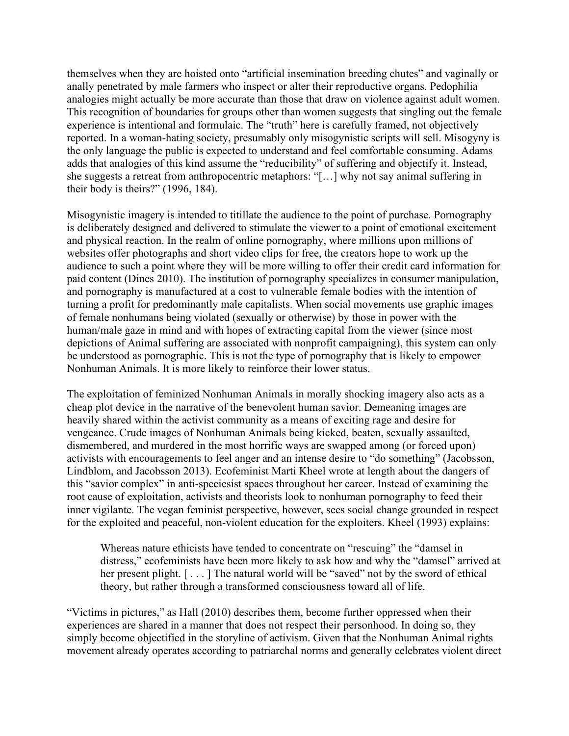themselves when they are hoisted onto "artificial insemination breeding chutes" and vaginally or anally penetrated by male farmers who inspect or alter their reproductive organs. Pedophilia analogies might actually be more accurate than those that draw on violence against adult women. This recognition of boundaries for groups other than women suggests that singling out the female experience is intentional and formulaic. The "truth" here is carefully framed, not objectively reported. In a woman-hating society, presumably only misogynistic scripts will sell. Misogyny is the only language the public is expected to understand and feel comfortable consuming. Adams adds that analogies of this kind assume the "reducibility" of suffering and objectify it. Instead, she suggests a retreat from anthropocentric metaphors: "[…] why not say animal suffering in their body is theirs?" (1996, 184).

Misogynistic imagery is intended to titillate the audience to the point of purchase. Pornography is deliberately designed and delivered to stimulate the viewer to a point of emotional excitement and physical reaction. In the realm of online pornography, where millions upon millions of websites offer photographs and short video clips for free, the creators hope to work up the audience to such a point where they will be more willing to offer their credit card information for paid content (Dines 2010). The institution of pornography specializes in consumer manipulation, and pornography is manufactured at a cost to vulnerable female bodies with the intention of turning a profit for predominantly male capitalists. When social movements use graphic images of female nonhumans being violated (sexually or otherwise) by those in power with the human/male gaze in mind and with hopes of extracting capital from the viewer (since most depictions of Animal suffering are associated with nonprofit campaigning), this system can only be understood as pornographic. This is not the type of pornography that is likely to empower Nonhuman Animals. It is more likely to reinforce their lower status.

The exploitation of feminized Nonhuman Animals in morally shocking imagery also acts as a cheap plot device in the narrative of the benevolent human savior. Demeaning images are heavily shared within the activist community as a means of exciting rage and desire for vengeance. Crude images of Nonhuman Animals being kicked, beaten, sexually assaulted, dismembered, and murdered in the most horrific ways are swapped among (or forced upon) activists with encouragements to feel anger and an intense desire to "do something" (Jacobsson, Lindblom, and Jacobsson 2013). Ecofeminist Marti Kheel wrote at length about the dangers of this "savior complex" in anti-speciesist spaces throughout her career. Instead of examining the root cause of exploitation, activists and theorists look to nonhuman pornography to feed their inner vigilante. The vegan feminist perspective, however, sees social change grounded in respect for the exploited and peaceful, non-violent education for the exploiters. Kheel (1993) explains:

> Whereas nature ethicists have tended to concentrate on "rescuing" the "damsel in distress," ecofeminists have been more likely to ask how and why the "damsel" arrived at her present plight. [ . . . ] The natural world will be "saved" not by the sword of ethical theory, but rather through a transformed consciousness toward all of life.

"Victims in pictures," as Hall (2010) describes them, become further oppressed when their experiences are shared in a manner that does not respect their personhood. In doing so, they simply become objectified in the storyline of activism. Given that the Nonhuman Animal rights movement already operates according to patriarchal norms and generally celebrates violent direct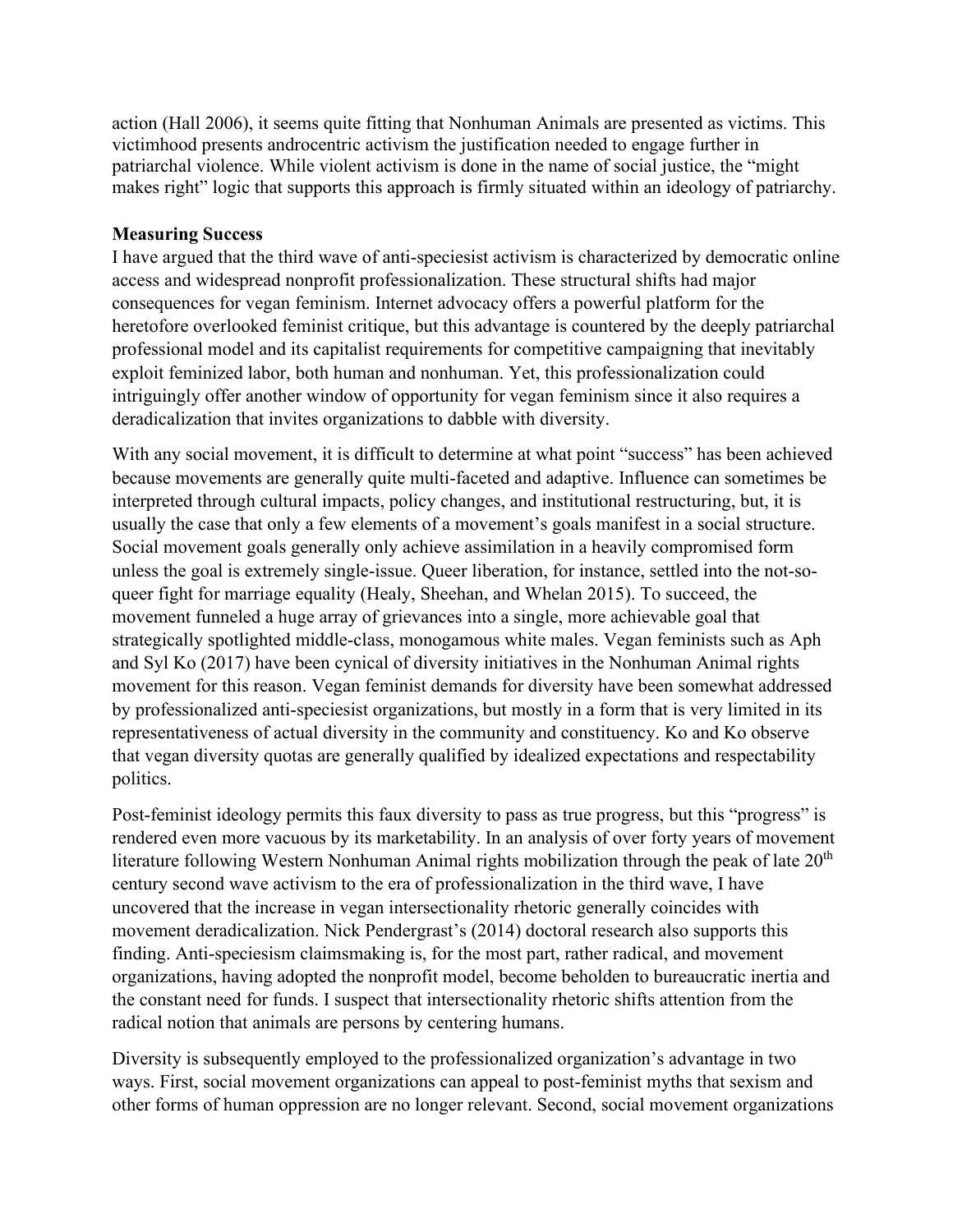action (Hall 2006), it seems quite fitting that Nonhuman Animals are presented as victims. This victimhood presents androcentric activism the justification needed to engage further in patriarchal violence. While violent activism is done in the name of social justice, the "might makes right" logic that supports this approach is firmly situated within an ideology of patriarchy.

**Measuring Success**

I have argued that the third wave of anti-speciesist activism is characterized by democratic online access and widespread nonprofit professionalization. These structural shifts had major consequences for vegan feminism. Internet advocacy offers a powerful platform for the heretofore overlooked feminist critique, but this advantage is countered by the deeply patriarchal professional model and its capitalist requirements for competitive campaigning that inevitably exploit feminized labor, both human and nonhuman. Yet, this professionalization could intriguingly offer another window of opportunity for vegan feminism since it also requires a deradicalization that invites organizations to dabble with diversity.

With any social movement, it is difficult to determine at what point "success" has been achieved because movements are generally quite multi-faceted and adaptive. Influence can sometimes be interpreted through cultural impacts, policy changes, and institutional restructuring, but, it is usually the case that only a few elements of a movement's goals manifest in a social structure. Social movement goals generally only achieve assimilation in a heavily compromised form unless the goal is extremely single-issue. Queer liberation, for instance, settled into the not-so-queer fight for marriage equality (Healy, Sheehan, and Whelan 2015). To succeed, the movement funneled a huge array of grievances into a single, more achievable goal that strategically spotlighted middle-class, monogamous white males. Vegan feminists such as Aph and Syl Ko (2017) have been cynical of diversity initiatives in the Nonhuman Animal rights movement for this reason. Vegan feminist demands for diversity have been somewhat addressed by professionalized anti-speciesist organizations, but mostly in a form that is very limited in its representativeness of actual diversity in the community and constituency. Ko and Ko observe that vegan diversity quotas are generally qualified by idealized expectations and respectability politics.

Post-feminist ideology permits this faux diversity to pass as true progress, but this "progress" is rendered even more vacuous by its marketability. In an analysis of over forty years of movement literature following Western Nonhuman Animal rights mobilization through the peak of late 20th century second wave activism to the era of professionalization in the third wave, I have uncovered that the increase in vegan intersectionality rhetoric generally coincides with movement deradicalization. Nick Pendergrast's (2014) doctoral research also supports this finding. Anti-speciesism claimsmaking is, for the most part, rather radical, and movement organizations, having adopted the nonprofit model, become beholden to bureaucratic inertia and the constant need for funds. I suspect that intersectionality rhetoric shifts attention from the radical notion that animals are persons by centering humans.

Diversity is subsequently employed to the professionalized organization's advantage in two ways. First, social movement organizations can appeal to post-feminist myths that sexism and other forms of human oppression are no longer relevant. Second, social movement organizations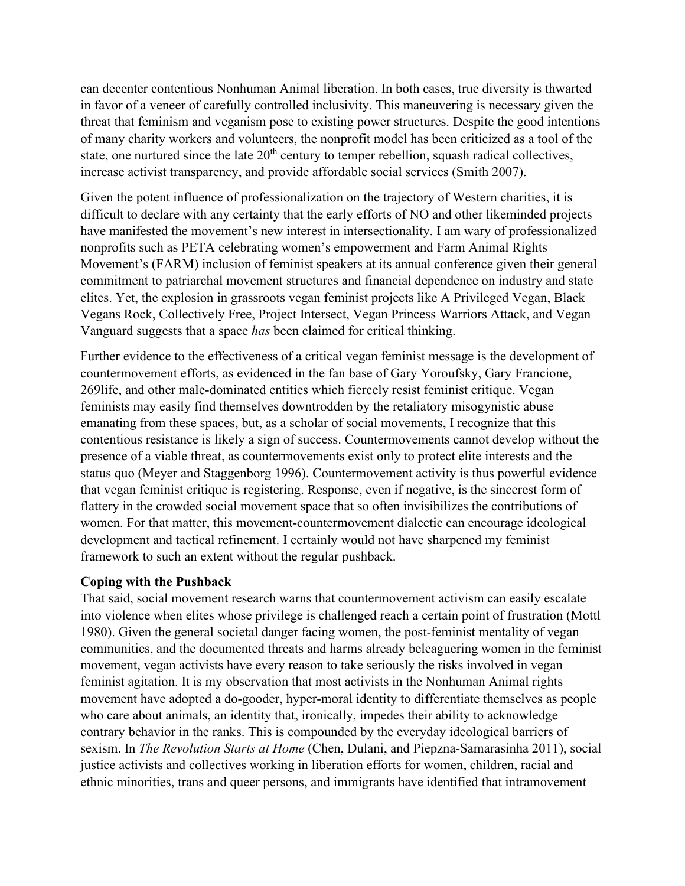can decenter contentious Nonhuman Animal liberation. In both cases, true diversity is thwarted in favor of a veneer of carefully controlled inclusivity. This maneuvering is necessary given the threat that feminism and veganism pose to existing power structures. Despite the good intentions of many charity workers and volunteers, the nonprofit model has been criticized as a tool of the state, one nurtured since the late 20th century to temper rebellion, squash radical collectives, increase activist transparency, and provide affordable social services (Smith 2007).

Given the potent influence of professionalization on the trajectory of Western charities, it is difficult to declare with any certainty that the early efforts of NO and other likeminded projects have manifested the movement's new interest in intersectionality. I am wary of professionalized nonprofits such as PETA celebrating women's empowerment and Farm Animal Rights Movement's (FARM) inclusion of feminist speakers at its annual conference given their general commitment to patriarchal movement structures and financial dependence on industry and state elites. Yet, the explosion in grassroots vegan feminist projects like A Privileged Vegan, Black Vegans Rock, Collectively Free, Project Intersect, Vegan Princess Warriors Attack, and Vegan Vanguard suggests that a space *has* been claimed for critical thinking.

Further evidence to the effectiveness of a critical vegan feminist message is the development of countermovement efforts, as evidenced in the fan base of Gary Yoroufsky, Gary Francione, 269life, and other male-dominated entities which fiercely resist feminist critique. Vegan feminists may easily find themselves downtrodden by the retaliatory misogynistic abuse emanating from these spaces, but, as a scholar of social movements, I recognize that this contentious resistance is likely a sign of success. Countermovements cannot develop without the presence of a viable threat, as countermovements exist only to protect elite interests and the status quo (Meyer and Staggenborg 1996). Countermovement activity is thus powerful evidence that vegan feminist critique is registering. Response, even if negative, is the sincerest form of flattery in the crowded social movement space that so often invisibilizes the contributions of women. For that matter, this movement-countermovement dialectic can encourage ideological development and tactical refinement. I certainly would not have sharpened my feminist framework to such an extent without the regular pushback.

**Coping with the Pushback**

That said, social movement research warns that countermovement activism can easily escalate into violence when elites whose privilege is challenged reach a certain point of frustration (Mottl 1980). Given the general societal danger facing women, the post-feminist mentality of vegan communities, and the documented threats and harms already beleaguering women in the feminist movement, vegan activists have every reason to take seriously the risks involved in vegan feminist agitation. It is my observation that most activists in the Nonhuman Animal rights movement have adopted a do-gooder, hyper-moral identity to differentiate themselves as people who care about animals, an identity that, ironically, impedes their ability to acknowledge contrary behavior in the ranks. This is compounded by the everyday ideological barriers of sexism. In *The Revolution Starts at Home* (Chen, Dulani, and Piepzna-Samarasinha 2011), social justice activists and collectives working in liberation efforts for women, children, racial and ethnic minorities, trans and queer persons, and immigrants have identified that intramovement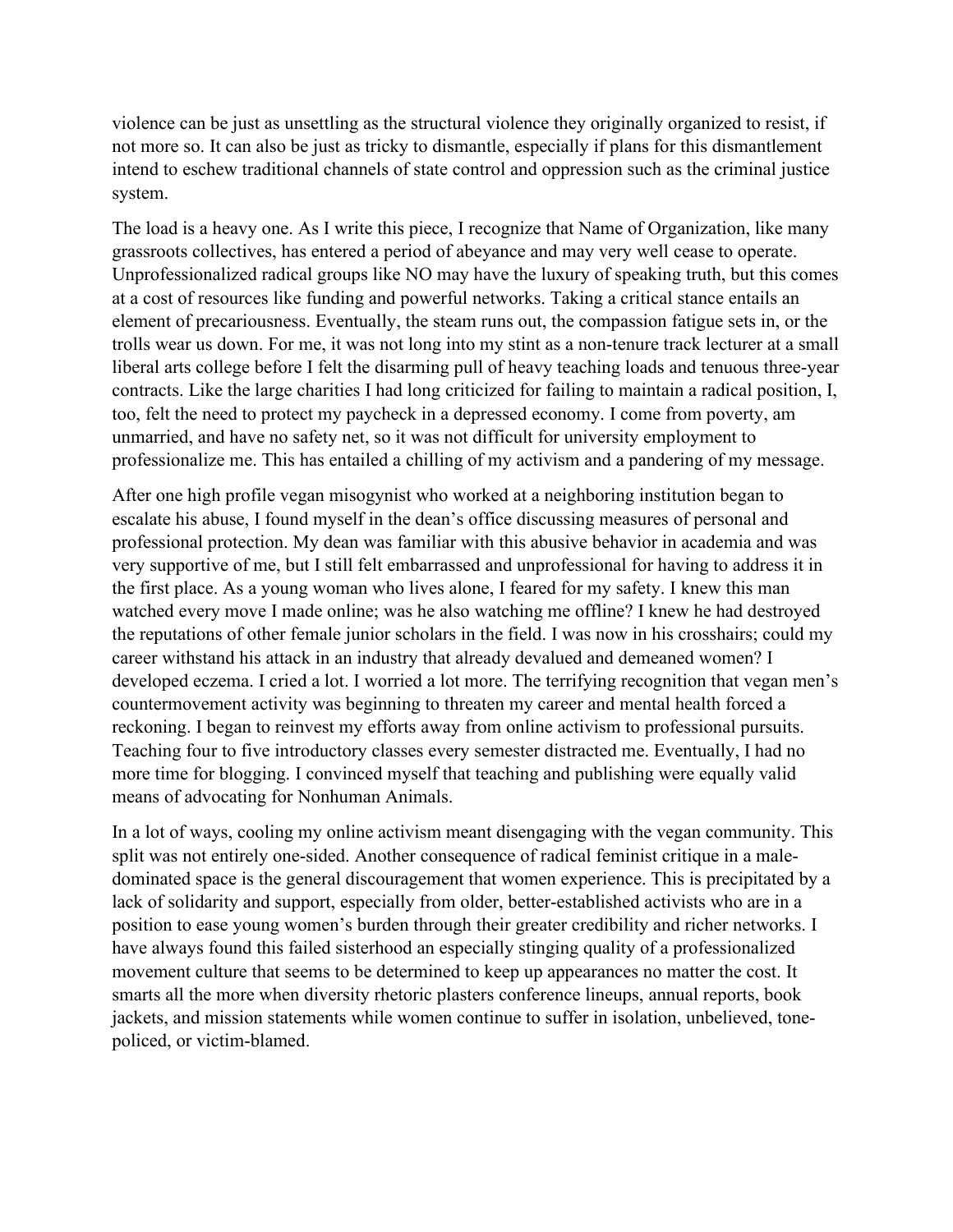violence can be just as unsettling as the structural violence they originally organized to resist, if not more so. It can also be just as tricky to dismantle, especially if plans for this dismantlement intend to eschew traditional channels of state control and oppression such as the criminal justice system.

The load is a heavy one. As I write this piece, I recognize that Name of Organization, like many grassroots collectives, has entered a period of abeyance and may very well cease to operate. Unprofessionalized radical groups like NO may have the luxury of speaking truth, but this comes at a cost of resources like funding and powerful networks. Taking a critical stance entails an element of precariousness. Eventually, the steam runs out, the compassion fatigue sets in, or the trolls wear us down. For me, it was not long into my stint as a non-tenure track lecturer at a small liberal arts college before I felt the disarming pull of heavy teaching loads and tenuous three-year contracts. Like the large charities I had long criticized for failing to maintain a radical position, I, too, felt the need to protect my paycheck in a depressed economy. I come from poverty, am unmarried, and have no safety net, so it was not difficult for university employment to professionalize me. This has entailed a chilling of my activism and a pandering of my message.

After one high profile vegan misogynist who worked at a neighboring institution began to escalate his abuse, I found myself in the dean's office discussing measures of personal and professional protection. My dean was familiar with this abusive behavior in academia and was very supportive of me, but I still felt embarrassed and unprofessional for having to address it in the first place. As a young woman who lives alone, I feared for my safety. I knew this man watched every move I made online; was he also watching me offline? I knew he had destroyed the reputations of other female junior scholars in the field. I was now in his crosshairs; could my career withstand his attack in an industry that already devalued and demeaned women? I developed eczema. I cried a lot. I worried a lot more. The terrifying recognition that vegan men's countermovement activity was beginning to threaten my career and mental health forced a reckoning. I began to reinvest my efforts away from online activism to professional pursuits. Teaching four to five introductory classes every semester distracted me. Eventually, I had no more time for blogging. I convinced myself that teaching and publishing were equally valid means of advocating for Nonhuman Animals.

In a lot of ways, cooling my online activism meant disengaging with the vegan community. This split was not entirely one-sided. Another consequence of radical feminist critique in a male-dominated space is the general discouragement that women experience. This is precipitated by a lack of solidarity and support, especially from older, better-established activists who are in a position to ease young women's burden through their greater credibility and richer networks. I have always found this failed sisterhood an especially stinging quality of a professionalized movement culture that seems to be determined to keep up appearances no matter the cost. It smarts all the more when diversity rhetoric plasters conference lineups, annual reports, book jackets, and mission statements while women continue to suffer in isolation, unbelieved, tone-policed, or victim-blamed.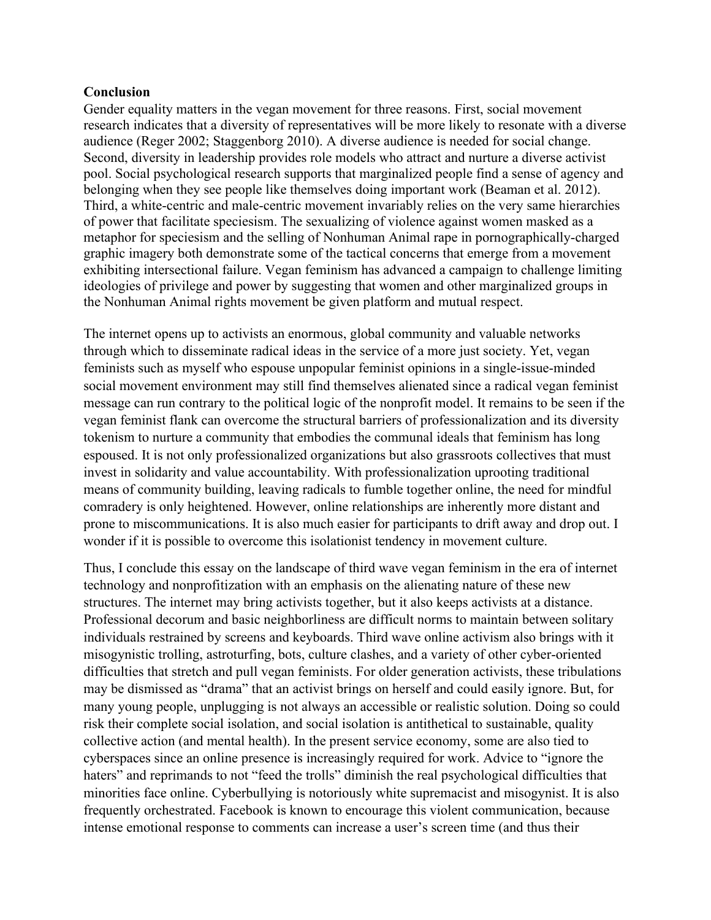**Conclusion**

Gender equality matters in the vegan movement for three reasons. First, social movement research indicates that a diversity of representatives will be more likely to resonate with a diverse audience (Reger 2002; Staggenborg 2010). A diverse audience is needed for social change. Second, diversity in leadership provides role models who attract and nurture a diverse activist pool. Social psychological research supports that marginalized people find a sense of agency and belonging when they see people like themselves doing important work (Beaman et al. 2012). Third, a white-centric and male-centric movement invariably relies on the very same hierarchies of power that facilitate speciesism. The sexualizing of violence against women masked as a metaphor for speciesism and the selling of Nonhuman Animal rape in pornographically-charged graphic imagery both demonstrate some of the tactical concerns that emerge from a movement exhibiting intersectional failure. Vegan feminism has advanced a campaign to challenge limiting ideologies of privilege and power by suggesting that women and other marginalized groups in the Nonhuman Animal rights movement be given platform and mutual respect.

The internet opens up to activists an enormous, global community and valuable networks through which to disseminate radical ideas in the service of a more just society. Yet, vegan feminists such as myself who espouse unpopular feminist opinions in a single-issue-minded social movement environment may still find themselves alienated since a radical vegan feminist message can run contrary to the political logic of the nonprofit model. It remains to be seen if the vegan feminist flank can overcome the structural barriers of professionalization and its diversity tokenism to nurture a community that embodies the communal ideals that feminism has long espoused. It is not only professionalized organizations but also grassroots collectives that must invest in solidarity and value accountability. With professionalization uprooting traditional means of community building, leaving radicals to fumble together online, the need for mindful comradery is only heightened. However, online relationships are inherently more distant and prone to miscommunications. It is also much easier for participants to drift away and drop out. I wonder if it is possible to overcome this isolationist tendency in movement culture.

Thus, I conclude this essay on the landscape of third wave vegan feminism in the era of internet technology and nonprofitization with an emphasis on the alienating nature of these new structures. The internet may bring activists together, but it also keeps activists at a distance. Professional decorum and basic neighborliness are difficult norms to maintain between solitary individuals restrained by screens and keyboards. Third wave online activism also brings with it misogynistic trolling, astroturfing, bots, culture clashes, and a variety of other cyber-oriented difficulties that stretch and pull vegan feminists. For older generation activists, these tribulations may be dismissed as "drama" that an activist brings on herself and could easily ignore. But, for many young people, unplugging is not always an accessible or realistic solution. Doing so could risk their complete social isolation, and social isolation is antithetical to sustainable, quality collective action (and mental health). In the present service economy, some are also tied to cyberspaces since an online presence is increasingly required for work. Advice to "ignore the haters" and reprimands to not "feed the trolls" diminish the real psychological difficulties that minorities face online. Cyberbullying is notoriously white supremacist and misogynist. It is also frequently orchestrated. Facebook is known to encourage this violent communication, because intense emotional response to comments can increase a user's screen time (and thus their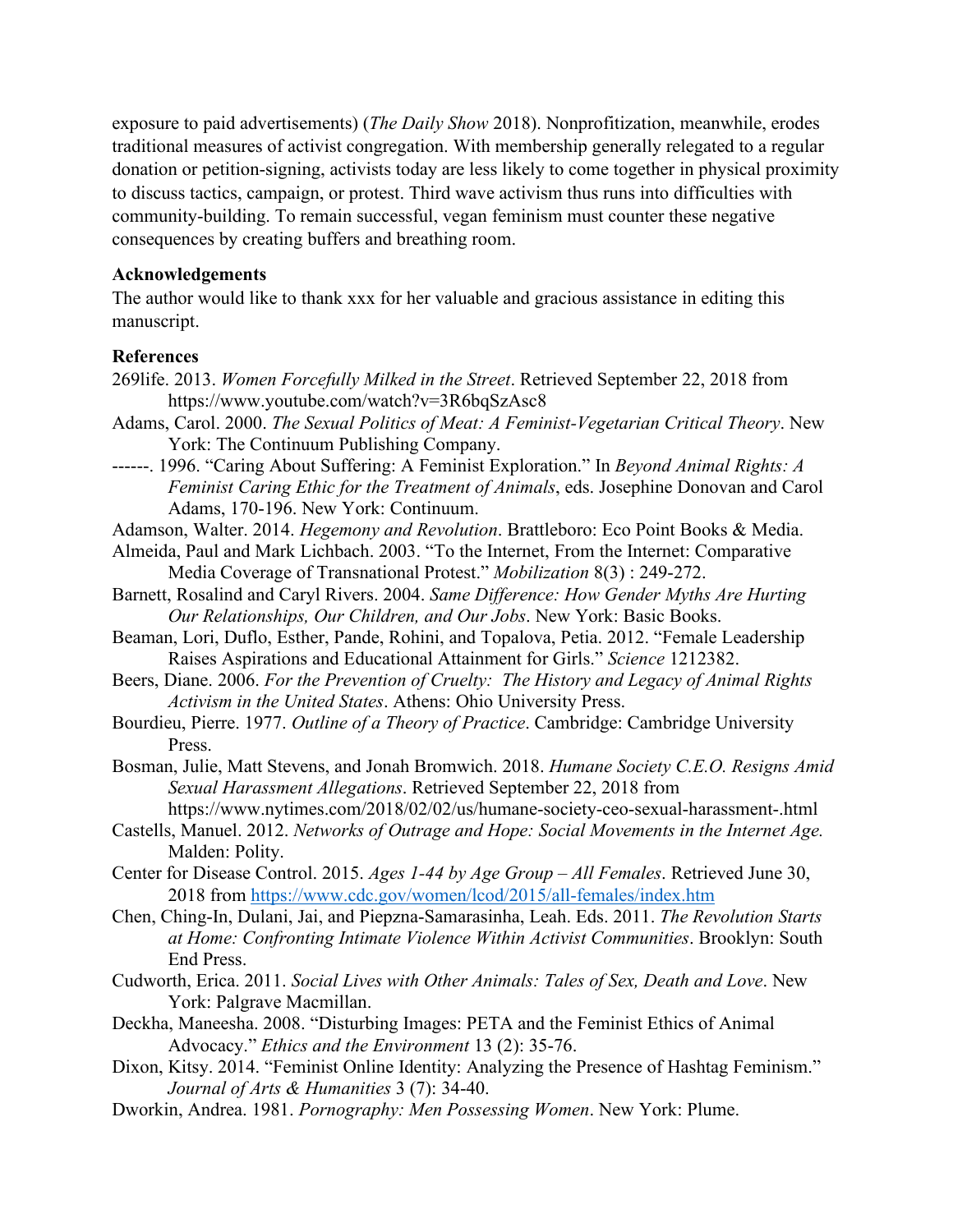exposure to paid advertisements) (*The Daily Show* 2018). Nonprofitization, meanwhile, erodes traditional measures of activist congregation. With membership generally relegated to a regular donation or petition-signing, activists today are less likely to come together in physical proximity to discuss tactics, campaign, or protest. Third wave activism thus runs into difficulties with community-building. To remain successful, vegan feminism must counter these negative consequences by creating buffers and breathing room.

**Acknowledgements**

The author would like to thank xxx for her valuable and gracious assistance in editing this manuscript.

**References**

269life. 2013. *Women Forcefully Milked in the Street*. Retrieved September 22, 2018 from https://www.youtube.com/watch?v=3R6bqSzAsc8

Adams, Carol. 2000. *The Sexual Politics of Meat: A Feminist-Vegetarian Critical Theory*. New York: The Continuum Publishing Company.

------. 1996. "Caring About Suffering: A Feminist Exploration." In *Beyond Animal Rights: A Feminist Caring Ethic for the Treatment of Animals*, eds. Josephine Donovan and Carol Adams, 170-196. New York: Continuum.

Adamson, Walter. 2014. *Hegemony and Revolution*. Brattleboro: Eco Point Books & Media.

Almeida, Paul and Mark Lichbach. 2003. "To the Internet, From the Internet: Comparative Media Coverage of Transnational Protest." *Mobilization* 8(3) : 249-272.

Barnett, Rosalind and Caryl Rivers. 2004. *Same Difference: How Gender Myths Are Hurting Our Relationships, Our Children, and Our Jobs*. New York: Basic Books.

Beaman, Lori, Duflo, Esther, Pande, Rohini, and Topalova, Petia. 2012. "Female Leadership Raises Aspirations and Educational Attainment for Girls." *Science* 1212382.

Beers, Diane. 2006. *For the Prevention of Cruelty: The History and Legacy of Animal Rights Activism in the United States*. Athens: Ohio University Press.

Bourdieu, Pierre. 1977. *Outline of a Theory of Practice*. Cambridge: Cambridge University Press.

Bosman, Julie, Matt Stevens, and Jonah Bromwich. 2018. *Humane Society C.E.O. Resigns Amid Sexual Harassment Allegations*. Retrieved September 22, 2018 from https://www.nytimes.com/2018/02/02/us/humane-society-ceo-sexual-harassment-.html

Castells, Manuel. 2012. *Networks of Outrage and Hope: Social Movements in the Internet Age.* Malden: Polity.

Center for Disease Control. 2015. *Ages 1-44 by Age Group – All Females*. Retrieved June 30, 2018 from https://www.cdc.gov/women/lcod/2015/all-females/index.htm

Chen, Ching-In, Dulani, Jai, and Piepzna-Samarasinha, Leah. Eds. 2011. *The Revolution Starts at Home: Confronting Intimate Violence Within Activist Communities*. Brooklyn: South End Press.

Cudworth, Erica. 2011. *Social Lives with Other Animals: Tales of Sex, Death and Love*. New York: Palgrave Macmillan.

Deckha, Maneesha. 2008. "Disturbing Images: PETA and the Feminist Ethics of Animal Advocacy." *Ethics and the Environment* 13 (2): 35-76.

Dixon, Kitsy. 2014. "Feminist Online Identity: Analyzing the Presence of Hashtag Feminism." *Journal of Arts & Humanities* 3 (7): 34-40.

Dworkin, Andrea. 1981. *Pornography: Men Possessing Women*. New York: Plume.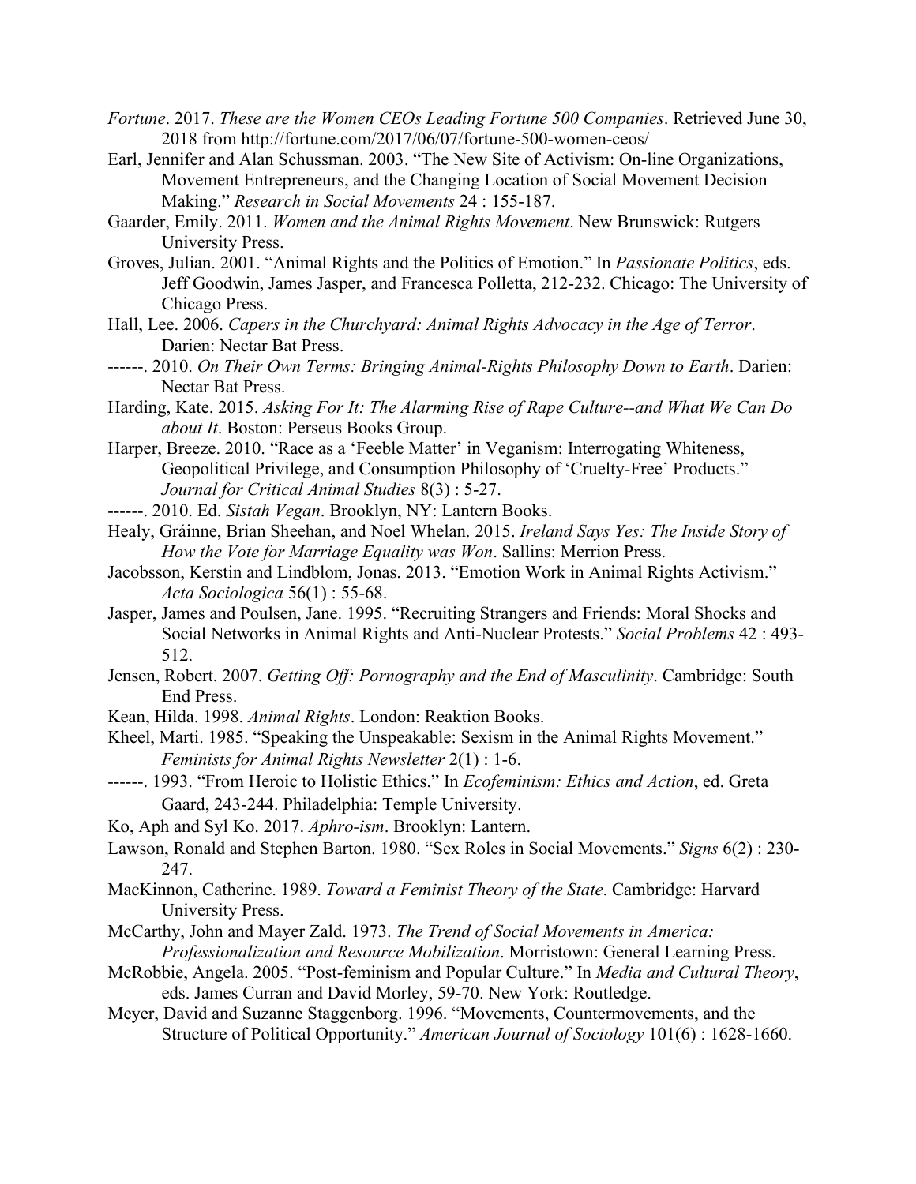*Fortune*. 2017. *These are the Women CEOs Leading Fortune 500 Companies*. Retrieved June 30, 2018 from http://fortune.com/2017/06/07/fortune-500-women-ceos/

Earl, Jennifer and Alan Schussman. 2003. "The New Site of Activism: On-line Organizations, Movement Entrepreneurs, and the Changing Location of Social Movement Decision Making." *Research in Social Movements* 24 : 155-187.

Gaarder, Emily. 2011. *Women and the Animal Rights Movement*. New Brunswick: Rutgers University Press.

Groves, Julian. 2001. "Animal Rights and the Politics of Emotion." In *Passionate Politics*, eds. Jeff Goodwin, James Jasper, and Francesca Polletta, 212-232. Chicago: The University of Chicago Press.

Hall, Lee. 2006. *Capers in the Churchyard: Animal Rights Advocacy in the Age of Terror*. Darien: Nectar Bat Press.

------. 2010. *On Their Own Terms: Bringing Animal-Rights Philosophy Down to Earth*. Darien: Nectar Bat Press.

Harding, Kate. 2015. *Asking For It: The Alarming Rise of Rape Culture--and What We Can Do about It*. Boston: Perseus Books Group.

Harper, Breeze. 2010. "Race as a 'Feeble Matter' in Veganism: Interrogating Whiteness, Geopolitical Privilege, and Consumption Philosophy of 'Cruelty-Free' Products." *Journal for Critical Animal Studies* 8(3) : 5-27.

------. 2010. Ed. *Sistah Vegan*. Brooklyn, NY: Lantern Books.

Healy, Gráinne, Brian Sheehan, and Noel Whelan. 2015. *Ireland Says Yes: The Inside Story of How the Vote for Marriage Equality was Won*. Sallins: Merrion Press.

Jacobsson, Kerstin and Lindblom, Jonas. 2013. "Emotion Work in Animal Rights Activism." *Acta Sociologica* 56(1) : 55-68.

Jasper, James and Poulsen, Jane. 1995. "Recruiting Strangers and Friends: Moral Shocks and Social Networks in Animal Rights and Anti-Nuclear Protests." *Social Problems* 42 : 493-512.

Jensen, Robert. 2007. *Getting Off: Pornography and the End of Masculinity*. Cambridge: South End Press.

Kean, Hilda. 1998. *Animal Rights*. London: Reaktion Books.

Kheel, Marti. 1985. "Speaking the Unspeakable: Sexism in the Animal Rights Movement." *Feminists for Animal Rights Newsletter* 2(1) : 1-6.

------. 1993. "From Heroic to Holistic Ethics." In *Ecofeminism: Ethics and Action*, ed. Greta Gaard, 243-244. Philadelphia: Temple University.

Ko, Aph and Syl Ko. 2017. *Aphro-ism*. Brooklyn: Lantern.

Lawson, Ronald and Stephen Barton. 1980. "Sex Roles in Social Movements." *Signs* 6(2) : 230-247.

MacKinnon, Catherine. 1989. *Toward a Feminist Theory of the State*. Cambridge: Harvard University Press.

McCarthy, John and Mayer Zald. 1973. *The Trend of Social Movements in America: Professionalization and Resource Mobilization*. Morristown: General Learning Press.

McRobbie, Angela. 2005. "Post-feminism and Popular Culture." In *Media and Cultural Theory*, eds. James Curran and David Morley, 59-70. New York: Routledge.

Meyer, David and Suzanne Staggenborg. 1996. "Movements, Countermovements, and the Structure of Political Opportunity." *American Journal of Sociology* 101(6) : 1628-1660.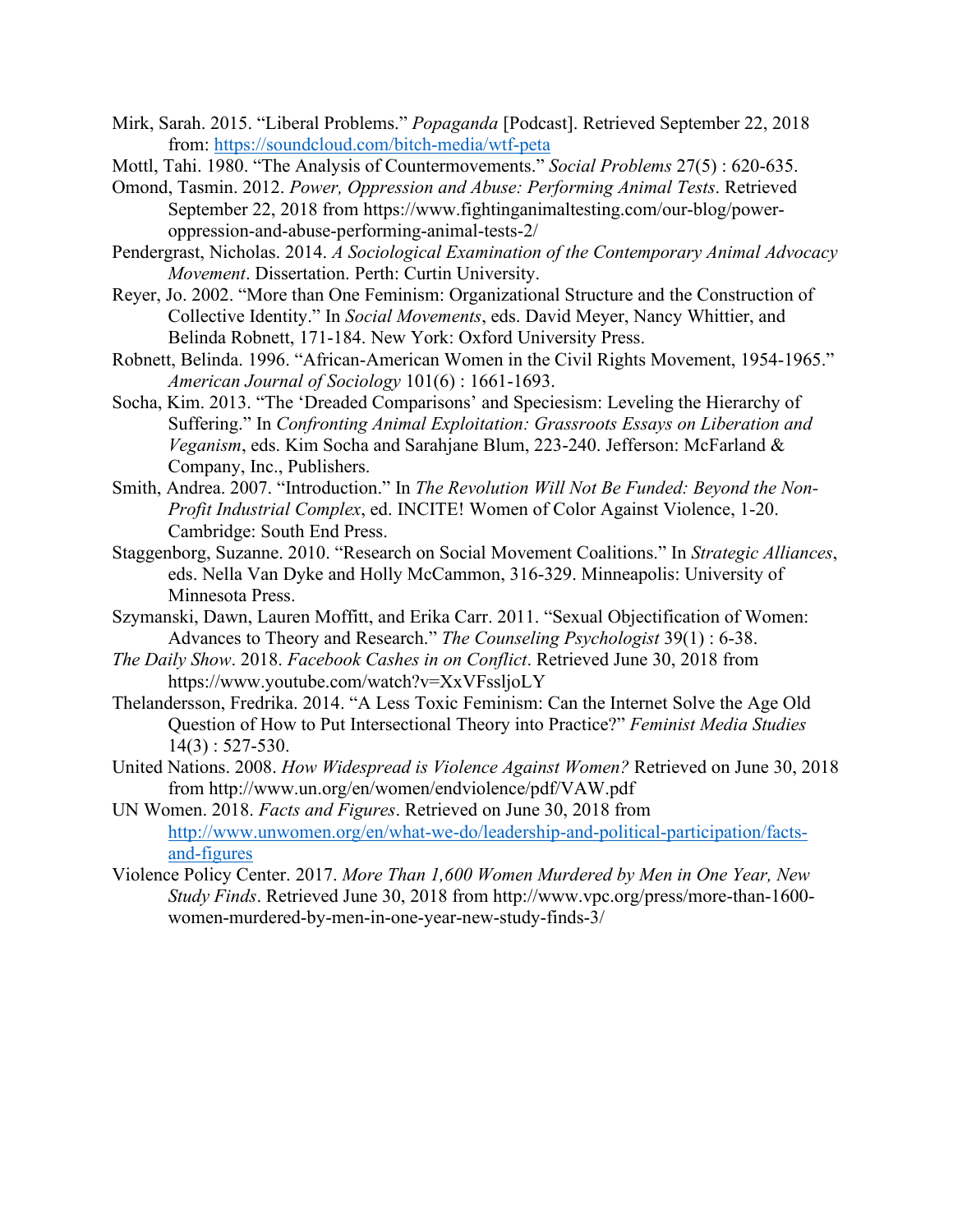Mirk, Sarah. 2015. "Liberal Problems." *Popaganda* [Podcast]. Retrieved September 22, 2018 from: https://soundcloud.com/bitch-media/wtf-peta

Mottl, Tahi. 1980. "The Analysis of Countermovements." *Social Problems* 27(5) : 620-635.

Omond, Tasmin. 2012. *Power, Oppression and Abuse: Performing Animal Tests*. Retrieved September 22, 2018 from https://www.fightinganimaltesting.com/our-blog/power-oppression-and-abuse-performing-animal-tests-2/

Pendergrast, Nicholas. 2014. *A Sociological Examination of the Contemporary Animal Advocacy Movement*. Dissertation. Perth: Curtin University.

Reyer, Jo. 2002. "More than One Feminism: Organizational Structure and the Construction of Collective Identity." In *Social Movements*, eds. David Meyer, Nancy Whittier, and Belinda Robnett, 171-184. New York: Oxford University Press.

Robnett, Belinda. 1996. "African-American Women in the Civil Rights Movement, 1954-1965." *American Journal of Sociology* 101(6) : 1661-1693.

Socha, Kim. 2013. "The 'Dreaded Comparisons' and Speciesism: Leveling the Hierarchy of Suffering." In *Confronting Animal Exploitation: Grassroots Essays on Liberation and Veganism*, eds. Kim Socha and Sarahjane Blum, 223-240. Jefferson: McFarland & Company, Inc., Publishers.

Smith, Andrea. 2007. "Introduction." In *The Revolution Will Not Be Funded: Beyond the Non-Profit Industrial Complex*, ed. INCITE! Women of Color Against Violence, 1-20. Cambridge: South End Press.

Staggenborg, Suzanne. 2010. "Research on Social Movement Coalitions." In *Strategic Alliances*, eds. Nella Van Dyke and Holly McCammon, 316-329. Minneapolis: University of Minnesota Press.

Szymanski, Dawn, Lauren Moffitt, and Erika Carr. 2011. "Sexual Objectification of Women: Advances to Theory and Research." *The Counseling Psychologist* 39(1) : 6-38.

*The Daily Show*. 2018. *Facebook Cashes in on Conflict*. Retrieved June 30, 2018 from https://www.youtube.com/watch?v=XxVFssljoLY

Thelandersson, Fredrika. 2014. "A Less Toxic Feminism: Can the Internet Solve the Age Old Question of How to Put Intersectional Theory into Practice?" *Feminist Media Studies* 14(3) : 527-530.

United Nations. 2008. *How Widespread is Violence Against Women?* Retrieved on June 30, 2018 from http://www.un.org/en/women/endviolence/pdf/VAW.pdf

UN Women. 2018. *Facts and Figures*. Retrieved on June 30, 2018 from http://www.unwomen.org/en/what-we-do/leadership-and-political-participation/facts-and-figures

Violence Policy Center. 2017. *More Than 1,600 Women Murdered by Men in One Year, New Study Finds*. Retrieved June 30, 2018 from http://www.vpc.org/press/more-than-1600-women-murdered-by-men-in-one-year-new-study-finds-3/